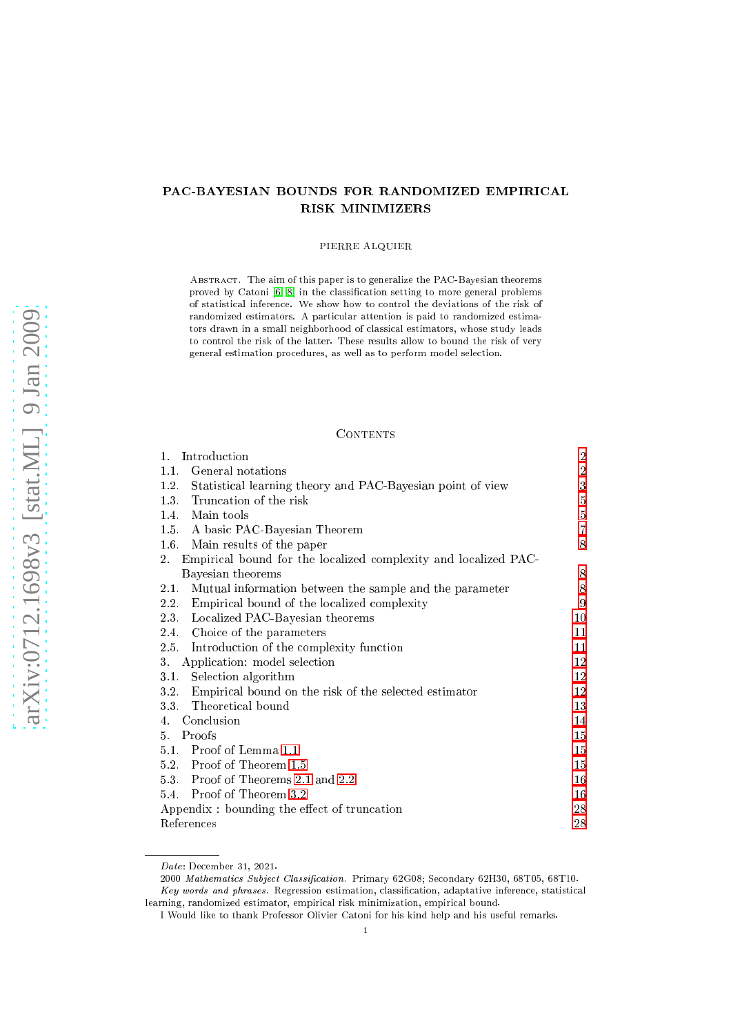# PAC-BAYESIAN BOUNDS FOR RANDOMIZED EMPIRICAL RISK MINIMIZERS

PIERRE ALQUIER

Abstract. The aim of this paper is to generalize the PAC-Bayesian theorems proved by Catoni [6, 8] in the classification setting to more general problems of statistical inference. We show how to control the deviations of the risk of randomized estimators. A particular attention is paid to randomized estimators drawn in a small neighborhood of classical estimators, whose study leads to control the risk of the latter. These results allow to bound the risk of very general estimation procedures, as well as to perform model selection.

## Contents

| | |
|---|---|
| 1. Introduction | 2 |
| 1.1. General notations | 2 |
| 1.2. Statistical learning theory and PAC-Bayesian point of view | 3 |
| 1.3. Truncation of the risk | 5 |
| 1.4. Main tools | 5 |
| 1.5. A basic PAC-Bayesian Theorem | 7 |
| 1.6. Main results of the paper | 8 |
| 2. Empirical bound for the localized complexity and localized PAC-Bayesian theorems | 8 |
| 2.1. Mutual information between the sample and the parameter | 8 |
| 2.2. Empirical bound of the localized complexity | 9 |
| 2.3. Localized PAC-Bayesian theorems | 10 |
| 2.4. Choice of the parameters | 11 |
| 2.5. Introduction of the complexity function | 11 |
| 3. Application: model selection | 12 |
| 3.1. Selection algorithm | 12 |
| 3.2. Empirical bound on the risk of the selected estimator | 12 |
| 3.3. Theoretical bound | 13 |
| 4. Conclusion | 14 |
| 5. Proofs | 15 |
| 5.1. Proof of Lemma 1.1 | 15 |
| 5.2. Proof of Theorem 1.5 | 15 |
| 5.3. Proof of Theorems 2.1 and 2.2 | 16 |
| 5.4. Proof of Theorem 3.2 | 16 |
| Appendix : bounding the effect of truncation | 28 |
| References | 28 |

*Date*: December 31, 2021.

2000 *Mathematics Subject Classification.* Primary 62G08; Secondary 62H30, 68T05, 68T10.

*Key words and phrases.* Regression estimation, classification, adaptative inference, statistical learning, randomized estimator, empirical risk minimization, empirical bound.

I Would like to thank Professor Olivier Catoni for his kind help and his useful remarks.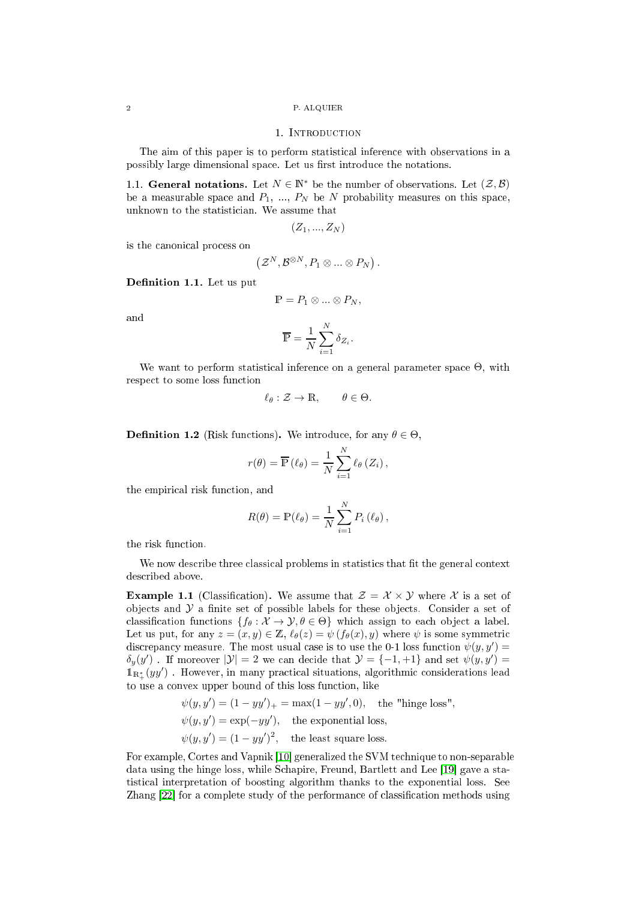## 1. Introduction

The aim of this paper is to perform statistical inference with observations in a possibly large dimensional space. Let us first introduce the notations.

### 1.1. General notations.

Let $N \in \mathbb{N}^*$ be the number of observations. Let $(\mathcal{Z}, \mathcal{B})$ be a measurable space and $P_1$, ..., $P_N$ be $N$ probability measures on this space, unknown to the statistician. We assume that

$$(Z_1, ..., Z_N)$$

is the canonical process on

$$\left(\mathcal{Z}^N, \mathcal{B}^{\otimes N}, P_1 \otimes ... \otimes P_N\right).$$

**Definition 1.1.** Let us put

$$\mathbb{P} = P_1 \otimes ... \otimes P_N,$$

and

$$\overline{\mathbb{P}} = \frac{1}{N} \sum_{i=1}^{N} \delta_{Z_i}.$$

We want to perform statistical inference on a general parameter space $\Theta$, with respect to some loss function

$$\ell_\theta : \mathcal{Z} \to \mathbb{R}, \qquad \theta \in \Theta.$$

**Definition 1.2** (Risk functions)**.** We introduce, for any $\theta \in \Theta$,

$$r(\theta) = \overline{\mathbb{P}}\left(\ell_\theta\right) = \frac{1}{N} \sum_{i=1}^{N} \ell_\theta\left(Z_i\right),$$

the empirical risk function, and

$$R(\theta) = \mathbb{P}(\ell_\theta) = \frac{1}{N} \sum_{i=1}^{N} P_i\left(\ell_\theta\right),$$

the risk function.

We now describe three classical problems in statistics that fit the general context described above.

**Example 1.1** (Classification)**.** We assume that $\mathcal{Z} = \mathcal{X} \times \mathcal{Y}$ where $\mathcal{X}$ is a set of objects and $\mathcal{Y}$ a finite set of possible labels for these objects. Consider a set of classification functions $\{f_\theta : \mathcal{X} \to \mathcal{Y}, \theta \in \Theta\}$ which assign to each object a label. Let us put, for any $z = (x, y) \in \mathbb{Z}$, $\ell_\theta(z) = \psi\left(f_\theta(x), y\right)$ where $\psi$ is some symmetric discrepancy measure. The most usual case is to use the 0-1 loss function $\psi(y, y') = \delta_y(y')$ . If moreover $|\mathcal{Y}| = 2$ we can decide that $\mathcal{Y} = \{-1, +1\}$ and set $\psi(y, y') = \mathbb{1}_{\mathbb{R}_+^*}(yy')$ . However, in many practical situations, algorithmic considerations lead to use a convex upper bound of this loss function, like

$$\psi(y, y') = (1 - yy')_+ = \max(1 - yy', 0), \quad \text{the "hinge loss"},$$

$$\psi(y, y') = \exp(-yy'), \quad \text{the exponential loss},$$

$$\psi(y, y') = (1 - yy')^2, \quad \text{the least square loss}.$$

For example, Cortes and Vapnik [10] generalized the SVM technique to non-separable data using the hinge loss, while Schapire, Freund, Bartlett and Lee [19] gave a statistical interpretation of boosting algorithm thanks to the exponential loss. See Zhang [22] for a complete study of the performance of classification methods using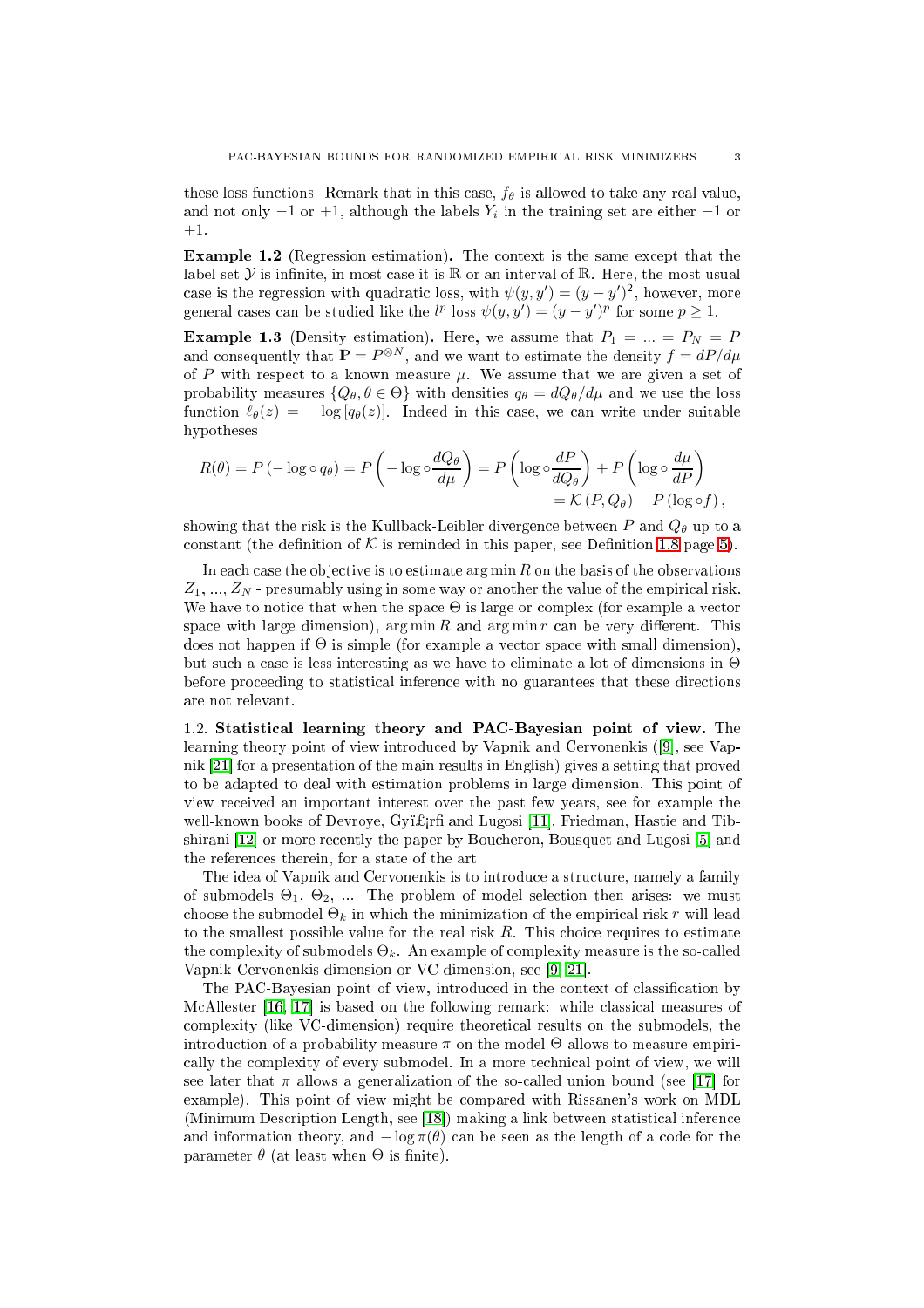these loss functions. Remark that in this case, $f_\theta$ is allowed to take any real value, and not only $-1$ or $+1$, although the labels $Y_i$ in the training set are either $-1$ or $+1$.

**Example 1.2** (Regression estimation)**.** The context is the same except that the label set $\mathcal{Y}$ is infinite, in most case it is $\mathbb{R}$ or an interval of $\mathbb{R}$. Here, the most usual case is the regression with quadratic loss, with $\psi(y,y') = (y-y')^2$, however, more general cases can be studied like the $l^p$ loss $\psi(y,y') = (y-y')^p$ for some $p \geq 1$.

**Example 1.3** (Density estimation). Here, we assume that $P_1 = ... = P_N = P$ and consequently that $\mathbb{P} = P^{\otimes N}$, and we want to estimate the density $f = dP/d\mu$ of $P$ with respect to a known measure $\mu$. We assume that we are given a set of probability measures $\{Q_\theta, \theta \in \Theta\}$ with densities $q_\theta = dQ_\theta/d\mu$ and we use the loss function $\ell_\theta(z) = -\log[q_\theta(z)]$. Indeed in this case, we can write under suitable hypotheses

$$R(\theta) = P\left(-\log \circ q_\theta\right) = P\left(-\log \circ \frac{dQ_\theta}{d\mu}\right) = P\left(\log \circ \frac{dP}{dQ_\theta}\right) + P\left(\log \circ \frac{d\mu}{dP}\right)$$
$$= \mathcal{K}\left(P, Q_\theta\right) - P\left(\log \circ f\right),$$

showing that the risk is the Kullback-Leibler divergence between $P$ and $Q_\theta$ up to a constant (the definition of $\mathcal{K}$ is reminded in this paper, see Definition 1.8 page 5).

In each case the objective is to estimate $\arg\min R$ on the basis of the observations $Z_1, ..., Z_N$ - presumably using in some way or another the value of the empirical risk. We have to notice that when the space $\Theta$ is large or complex (for example a vector space with large dimension), $\arg\min R$ and $\arg\min r$ can be very different. This does not happen if $\Theta$ is simple (for example a vector space with small dimension), but such a case is less interesting as we have to eliminate a lot of dimensions in $\Theta$ before proceeding to statistical inference with no guarantees that these directions are not relevant.

1.2. **Statistical learning theory and PAC-Bayesian point of view.** The learning theory point of view introduced by Vapnik and Cervonenkis ([9], see Vapnik [21] for a presentation of the main results in English) gives a setting that proved to be adapted to deal with estimation problems in large dimension. This point of view received an important interest over the past few years, see for example the well-known books of Devroye, Gyï£¡rfi and Lugosi [11], Friedman, Hastie and Tibshirani [12] or more recently the paper by Boucheron, Bousquet and Lugosi [5] and the references therein, for a state of the art.

The idea of Vapnik and Cervonenkis is to introduce a structure, namely a family of submodels $\Theta_1$, $\Theta_2$, ... The problem of model selection then arises: we must choose the submodel $\Theta_k$ in which the minimization of the empirical risk $r$ will lead to the smallest possible value for the real risk $R$. This choice requires to estimate the complexity of submodels $\Theta_k$. An example of complexity measure is the so-called Vapnik Cervonenkis dimension or VC-dimension, see [9, 21].

The PAC-Bayesian point of view, introduced in the context of classification by McAllester [16, 17] is based on the following remark: while classical measures of complexity (like VC-dimension) require theoretical results on the submodels, the introduction of a probability measure $\pi$ on the model $\Theta$ allows to measure empirically the complexity of every submodel. In a more technical point of view, we will see later that $\pi$ allows a generalization of the so-called union bound (see [17] for example). This point of view might be compared with Rissanen's work on MDL (Minimum Description Length, see [18]) making a link between statistical inference and information theory, and $-\log \pi(\theta)$ can be seen as the length of a code for the parameter $\theta$ (at least when $\Theta$ is finite).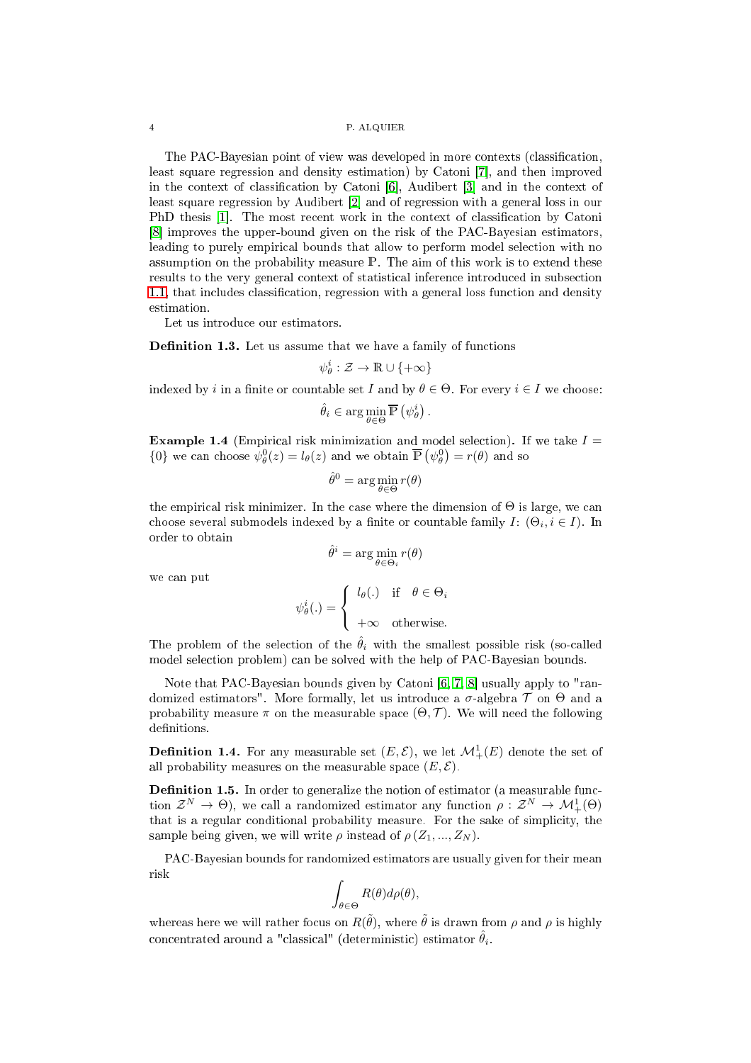The PAC-Bayesian point of view was developed in more contexts (classification, least square regression and density estimation) by Catoni [7], and then improved in the context of classification by Catoni [6], Audibert [3] and in the context of least square regression by Audibert [2] and of regression with a general loss in our PhD thesis [1]. The most recent work in the context of classification by Catoni [8] improves the upper-bound given on the risk of the PAC-Bayesian estimators, leading to purely empirical bounds that allow to perform model selection with no assumption on the probability measure $\mathbb{P}$. The aim of this work is to extend these results to the very general context of statistical inference introduced in subsection 1.1, that includes classification, regression with a general loss function and density estimation.

Let us introduce our estimators.

**Definition 1.3.** Let us assume that we have a family of functions

$$\psi_\theta^i : \mathcal{Z} \to \mathbb{R} \cup \{+\infty\}$$

indexed by $i$ in a finite or countable set $I$ and by $\theta \in \Theta$. For every $i \in I$ we choose:

$$\hat{\theta}_i \in \arg\min_{\theta \in \Theta} \overline{\mathbb{P}}\left(\psi_\theta^i\right).$$

**Example 1.4** (Empirical risk minimization and model selection). If we take $I = \{0\}$ we can choose $\psi_\theta^0(z) = l_\theta(z)$ and we obtain $\overline{\mathbb{P}}\left(\psi_\theta^0\right) = r(\theta)$ and so

$$\hat{\theta}^0 = \arg\min_{\theta \in \Theta} r(\theta)$$

the empirical risk minimizer. In the case where the dimension of $\Theta$ is large, we can choose several submodels indexed by a finite or countable family $I$: $(\Theta_i, i \in I)$. In order to obtain

$$\hat{\theta}^i = \arg\min_{\theta \in \Theta_i} r(\theta)$$

we can put

$$\psi_\theta^i(.) = \begin{cases} l_\theta(.) & \text{if} \quad \theta \in \Theta_i \\ \\ +\infty & \text{otherwise.} \end{cases}$$

The problem of the selection of the $\hat{\theta}_i$ with the smallest possible risk (so-called model selection problem) can be solved with the help of PAC-Bayesian bounds.

Note that PAC-Bayesian bounds given by Catoni [6, 7, 8] usually apply to "randomized estimators". More formally, let us introduce a $\sigma$-algebra $\mathcal{T}$ on $\Theta$ and a probability measure $\pi$ on the measurable space $(\Theta, \mathcal{T})$. We will need the following definitions.

**Definition 1.4.** For any measurable set $(E, \mathcal{E})$, we let $\mathcal{M}_+^1(E)$ denote the set of all probability measures on the measurable space $(E, \mathcal{E})$.

**Definition 1.5.** In order to generalize the notion of estimator (a measurable function $\mathcal{Z}^N \to \Theta$), we call a randomized estimator any function $\rho : \mathcal{Z}^N \to \mathcal{M}_+^1(\Theta)$ that is a regular conditional probability measure. For the sake of simplicity, the sample being given, we will write $\rho$ instead of $\rho(Z_1, ..., Z_N)$.

PAC-Bayesian bounds for randomized estimators are usually given for their mean risk

$$\int_{\theta \in \Theta} R(\theta) d\rho(\theta),$$

whereas here we will rather focus on $R(\tilde{\theta})$, where $\tilde{\theta}$ is drawn from $\rho$ and $\rho$ is highly concentrated around a "classical" (deterministic) estimator $\hat{\theta}_i$.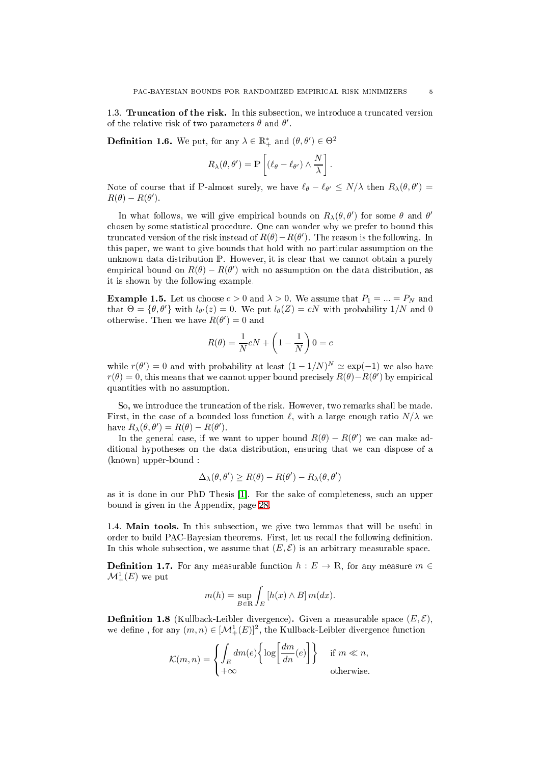### 1.3. Truncation of the risk.

In this subsection, we introduce a truncated version of the relative risk of two parameters $\theta$ and $\theta'$.

**Definition 1.6.** We put, for any $\lambda \in \mathbb{R}_+^*$ and $(\theta, \theta') \in \Theta^2$

$$R_\lambda(\theta, \theta') = \mathbb{P}\left[(\ell_\theta - \ell_{\theta'}) \wedge \frac{N}{\lambda}\right].$$

Note of course that if $\mathbb{P}$-almost surely, we have $\ell_\theta - \ell_{\theta'} \leq N/\lambda$ then $R_\lambda(\theta, \theta') = R(\theta) - R(\theta')$.

In what follows, we will give empirical bounds on $R_\lambda(\theta, \theta')$ for some $\theta$ and $\theta'$ chosen by some statistical procedure. One can wonder why we prefer to bound this truncated version of the risk instead of $R(\theta) - R(\theta')$. The reason is the following. In this paper, we want to give bounds that hold with no particular assumption on the unknown data distribution $\mathbb{P}$. However, it is clear that we cannot obtain a purely empirical bound on $R(\theta) - R(\theta')$ with no assumption on the data distribution, as it is shown by the following example.

**Example 1.5.** Let us choose $c > 0$ and $\lambda > 0$. We assume that $P_1 = \ldots = P_N$ and that $\Theta = \{\theta, \theta'\}$ with $l_{\theta'}(z) = 0$. We put $l_\theta(Z) = cN$ with probability $1/N$ and $0$ otherwise. Then we have $R(\theta') = 0$ and

$$R(\theta) = \frac{1}{N} cN + \left(1 - \frac{1}{N}\right) 0 = c$$

while $r(\theta') = 0$ and with probability at least $(1 - 1/N)^N \simeq \exp(-1)$ we also have $r(\theta) = 0$, this means that we cannot upper bound precisely $R(\theta) - R(\theta')$ by empirical quantities with no assumption.

So, we introduce the truncation of the risk. However, two remarks shall be made. First, in the case of a bounded loss function $\ell$, with a large enough ratio $N/\lambda$ we have $R_\lambda(\theta, \theta') = R(\theta) - R(\theta')$.

In the general case, if we want to upper bound $R(\theta) - R(\theta')$ we can make additional hypotheses on the data distribution, ensuring that we can dispose of a (known) upper-bound :

$$\Delta_\lambda(\theta, \theta') \geq R(\theta) - R(\theta') - R_\lambda(\theta, \theta')$$

as it is done in our PhD Thesis [1]. For the sake of completeness, such an upper bound is given in the Appendix, page 28.

### 1.4. Main tools.

In this subsection, we give two lemmas that will be useful in order to build PAC-Bayesian theorems. First, let us recall the following definition. In this whole subsection, we assume that $(E, \mathcal{E})$ is an arbitrary measurable space.

**Definition 1.7.** For any measurable function $h : E \to \mathbb{R}$, for any measure $m \in \mathcal{M}_+^1(E)$ we put

$$m(h) = \sup_{B \in \mathbb{R}} \int_E [h(x) \wedge B] \, m(dx).$$

**Definition 1.8** (Kullback-Leibler divergence). Given a measurable space $(E, \mathcal{E})$, we define , for any $(m, n) \in [\mathcal{M}_+^1(E)]^2$, the Kullback-Leibler divergence function

$$\mathcal{K}(m, n) = \begin{cases} \displaystyle\int_E dm(e) \left\{ \log\left[\frac{dm}{dn}(e)\right] \right\} & \text{if } m \ll n, \\ +\infty & \text{otherwise.} \end{cases}$$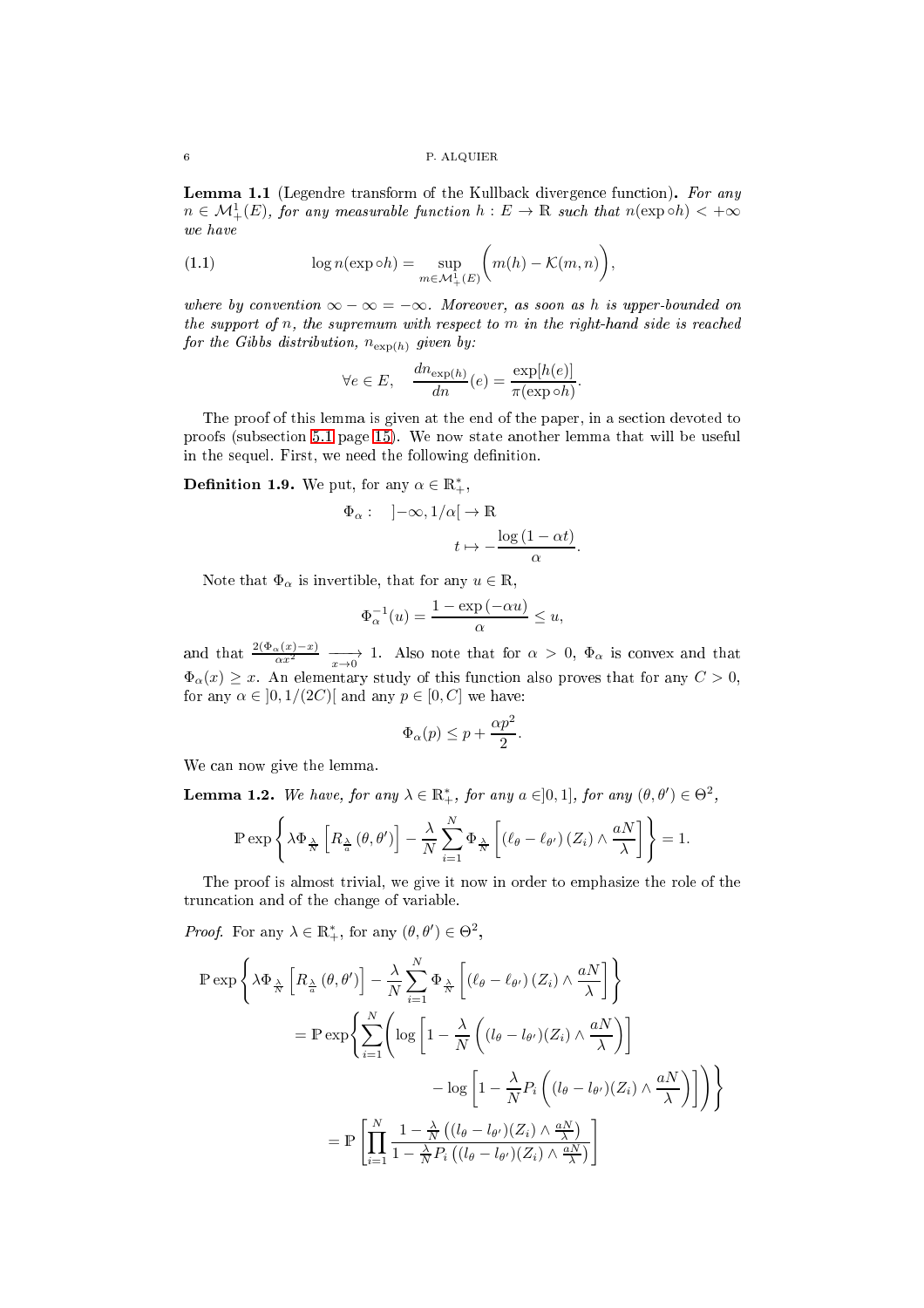**Lemma 1.1** (Legendre transform of the Kullback divergence function)**.** *For any $n \in \mathcal{M}_+^1(E)$, for any measurable function $h : E \to \mathbb{R}$ such that $n(\exp \circ h) < +\infty$ we have*

$$
\log n(\exp \circ h) = \sup_{m \in \mathcal{M}_+^1(E)} \bigg( m(h) - \mathcal{K}(m,n) \bigg), \tag{1.1}
$$

*where by convention $\infty - \infty = -\infty$. Moreover, as soon as $h$ is upper-bounded on the support of $n$, the supremum with respect to $m$ in the right-hand side is reached for the Gibbs distribution, $n_{\exp(h)}$ given by:*

$$
\forall e \in E, \quad \frac{dn_{\exp(h)}}{dn}(e) = \frac{\exp[h(e)]}{\pi(\exp \circ h)}.
$$

The proof of this lemma is given at the end of the paper, in a section devoted to proofs (subsection 5.1 page 15). We now state another lemma that will be useful in the sequel. First, we need the following definition.

**Definition 1.9.** We put, for any $\alpha \in \mathbb{R}_+^*$,

$$
\Phi_\alpha : \quad ]-\infty, 1/\alpha[ \to \mathbb{R}
$$

$$
t \mapsto -\frac{\log(1 - \alpha t)}{\alpha}.
$$

Note that $\Phi_\alpha$ is invertible, that for any $u \in \mathbb{R}$,

$$
\Phi_\alpha^{-1}(u) = \frac{1 - \exp(-\alpha u)}{\alpha} \leq u,
$$

and that $\frac{2(\Phi_\alpha(x) - x)}{\alpha x^2} \xrightarrow[x \to 0]{} 1$. Also note that for $\alpha > 0$, $\Phi_\alpha$ is convex and that $\Phi_\alpha(x) \geq x$. An elementary study of this function also proves that for any $C > 0$, for any $\alpha \in ]0, 1/(2C)[$ and any $p \in [0, C]$ we have:

$$
\Phi_\alpha(p) \leq p + \frac{\alpha p^2}{2}.
$$

We can now give the lemma.

**Lemma 1.2.** *We have, for any $\lambda \in \mathbb{R}_+^*$, for any $a \in ]0,1]$, for any $(\theta, \theta') \in \Theta^2$,*

$$
\mathbb{P} \exp \left\{ \lambda \Phi_{\frac{\lambda}{N}} \left[ R_{\frac{\lambda}{a}}(\theta, \theta') \right] - \frac{\lambda}{N} \sum_{i=1}^N \Phi_{\frac{\lambda}{N}} \left[ (\ell_\theta - \ell_{\theta'})(Z_i) \wedge \frac{aN}{\lambda} \right] \right\} = 1.
$$

The proof is almost trivial, we give it now in order to emphasize the role of the truncation and of the change of variable.

*Proof.* For any $\lambda \in \mathbb{R}_+^*$, for any $(\theta, \theta') \in \Theta^2$,

$$
\begin{aligned}
\mathbb{P} \exp &\left\{ \lambda \Phi_{\frac{\lambda}{N}} \left[ R_{\frac{\lambda}{a}}(\theta, \theta') \right] - \frac{\lambda}{N} \sum_{i=1}^N \Phi_{\frac{\lambda}{N}} \left[ (\ell_\theta - \ell_{\theta'})(Z_i) \wedge \frac{aN}{\lambda} \right] \right\} \\
&= \mathbb{P} \exp \Bigg\{ \sum_{i=1}^N \Bigg( \log \left[ 1 - \frac{\lambda}{N} \left( (l_\theta - l_{\theta'})(Z_i) \wedge \frac{aN}{\lambda} \right) \right] \\
&\qquad\qquad - \log \left[ 1 - \frac{\lambda}{N} P_i \left( (l_\theta - l_{\theta'})(Z_i) \wedge \frac{aN}{\lambda} \right) \right] \Bigg) \Bigg\} \\
&= \mathbb{P} \left[ \prod_{i=1}^N \frac{1 - \frac{\lambda}{N} \left( (l_\theta - l_{\theta'})(Z_i) \wedge \frac{aN}{\lambda} \right)}{1 - \frac{\lambda}{N} P_i \left( (l_\theta - l_{\theta'})(Z_i) \wedge \frac{aN}{\lambda} \right)} \right]
\end{aligned}
$$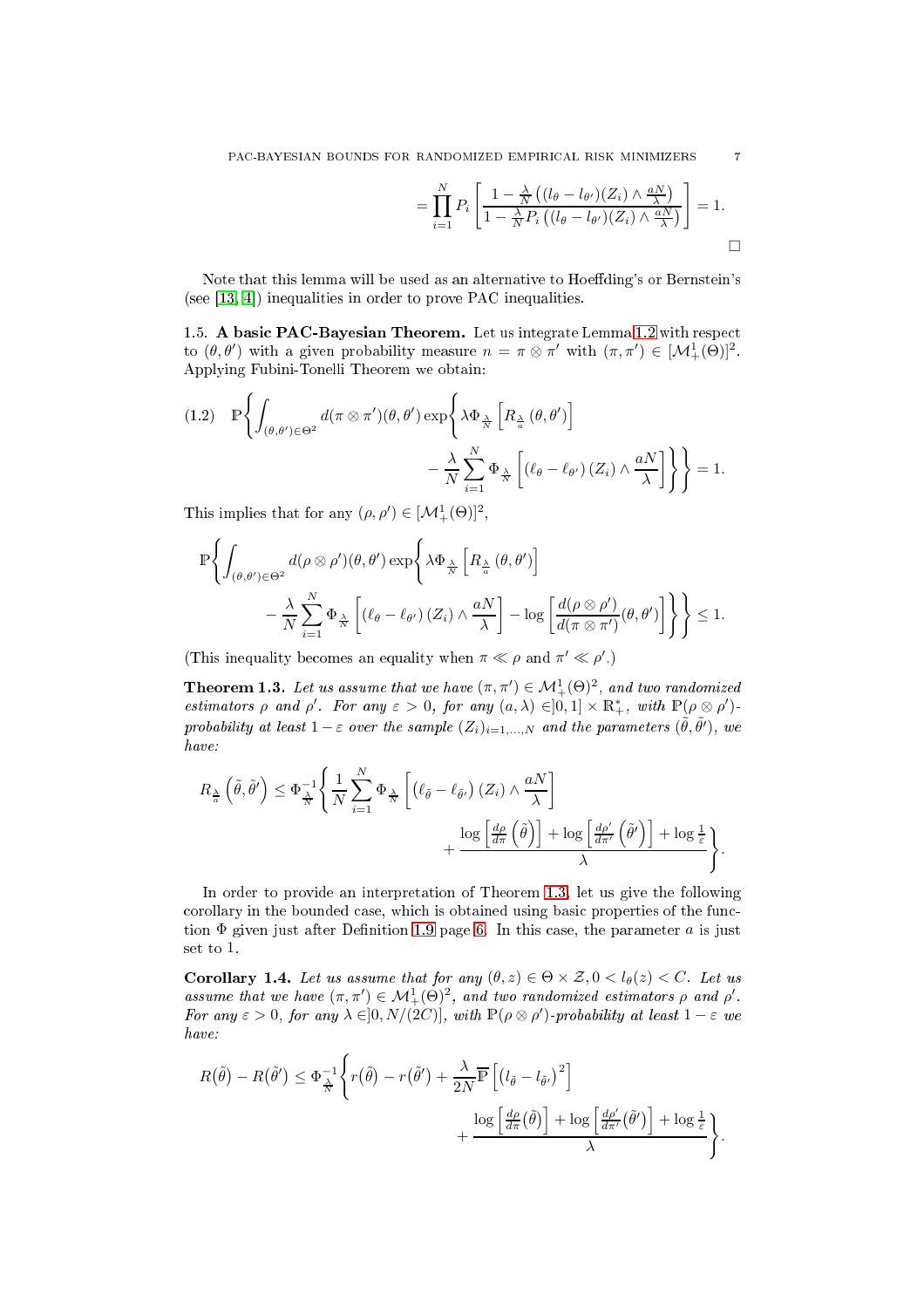$$= \prod_{i=1}^{N} P_i \left[ \frac{1 - \frac{\lambda}{N}\left((l_\theta - l_{\theta'})(Z_i) \wedge \frac{aN}{\lambda}\right)}{1 - \frac{\lambda}{N} P_i \left((l_\theta - l_{\theta'})(Z_i) \wedge \frac{aN}{\lambda}\right)} \right] = 1.$$

□

Note that this lemma will be used as an alternative to Hoeffding's or Bernstein's (see [13, 4]) inequalities in order to prove PAC inequalities.

**1.5. A basic PAC-Bayesian Theorem.** Let us integrate Lemma 1.2 with respect to $(\theta, \theta')$ with a given probability measure $n = \pi \otimes \pi'$ with $(\pi, \pi') \in [\mathcal{M}_+^1(\Theta)]^2$. Applying Fubini-Tonelli Theorem we obtain:

$$(1.2) \quad \mathbb{P}\left\{ \int_{(\theta,\theta')\in\Theta^2} d(\pi \otimes \pi')(\theta, \theta') \exp\left\{ \lambda \Phi_{\frac{\lambda}{N}} \left[ R_{\frac{\lambda}{a}}(\theta, \theta') \right] - \frac{\lambda}{N} \sum_{i=1}^{N} \Phi_{\frac{\lambda}{N}} \left[ (\ell_\theta - \ell_{\theta'})(Z_i) \wedge \frac{aN}{\lambda} \right] \right\} \right\} = 1.$$

This implies that for any $(\rho, \rho') \in [\mathcal{M}_+^1(\Theta)]^2$,

$$\mathbb{P}\left\{ \int_{(\theta,\theta')\in\Theta^2} d(\rho \otimes \rho')(\theta, \theta') \exp\left\{ \lambda \Phi_{\frac{\lambda}{N}} \left[ R_{\frac{\lambda}{a}}(\theta, \theta') \right] - \frac{\lambda}{N} \sum_{i=1}^{N} \Phi_{\frac{\lambda}{N}} \left[ (\ell_\theta - \ell_{\theta'})(Z_i) \wedge \frac{aN}{\lambda} \right] - \log\left[ \frac{d(\rho \otimes \rho')}{d(\pi \otimes \pi')}(\theta, \theta') \right] \right\} \right\} \leq 1.$$

(This inequality becomes an equality when $\pi \ll \rho$ and $\pi' \ll \rho'$.)

**Theorem 1.3.** *Let us assume that we have $(\pi, \pi') \in \mathcal{M}_+^1(\Theta)^2$, and two randomized estimators $\rho$ and $\rho'$. For any $\varepsilon > 0$, for any $(a, \lambda) \in ]0, 1] \times \mathbb{R}_+^*$, with $\mathbb{P}(\rho \otimes \rho')$-probability at least $1 - \varepsilon$ over the sample $(Z_i)_{i=1,\dots,N}$ and the parameters $(\tilde{\theta}, \tilde{\theta}')$, we have:*

$$R_{\frac{\lambda}{a}}\left(\tilde{\theta}, \tilde{\theta}'\right) \leq \Phi_{\frac{\lambda}{N}}^{-1}\left\{ \frac{1}{N} \sum_{i=1}^{N} \Phi_{\frac{\lambda}{N}} \left[ \left(\ell_{\tilde{\theta}} - \ell_{\tilde{\theta}'}\right)(Z_i) \wedge \frac{aN}{\lambda} \right] + \frac{\log\left[\frac{d\rho}{d\pi}\left(\tilde{\theta}\right)\right] + \log\left[\frac{d\rho'}{d\pi'}\left(\tilde{\theta}'\right)\right] + \log\frac{1}{\varepsilon}}{\lambda} \right\}.$$

In order to provide an interpretation of Theorem 1.3, let us give the following corollary in the bounded case, which is obtained using basic properties of the function $\Phi$ given just after Definition 1.9 page 6. In this case, the parameter $a$ is just set to 1.

**Corollary 1.4.** *Let us assume that for any $(\theta, z) \in \Theta \times \mathcal{Z}, 0 < l_\theta(z) < C$. Let us assume that we have $(\pi, \pi') \in \mathcal{M}_+^1(\Theta)^2$, and two randomized estimators $\rho$ and $\rho'$. For any $\varepsilon > 0$, for any $\lambda \in ]0, N/(2C)]$, with $\mathbb{P}(\rho \otimes \rho')$-probability at least $1 - \varepsilon$ we have:*

$$R(\tilde{\theta}) - R(\tilde{\theta}') \leq \Phi_{\frac{\lambda}{N}}^{-1}\left\{ r(\tilde{\theta}) - r(\tilde{\theta}') + \frac{\lambda}{2N} \overline{\mathbb{P}}\left[ \left(l_{\tilde{\theta}} - l_{\tilde{\theta}'}\right)^2 \right] + \frac{\log\left[\frac{d\rho}{d\pi}(\tilde{\theta})\right] + \log\left[\frac{d\rho'}{d\pi'}(\tilde{\theta}')\right] + \log\frac{1}{\varepsilon}}{\lambda} \right\}.$$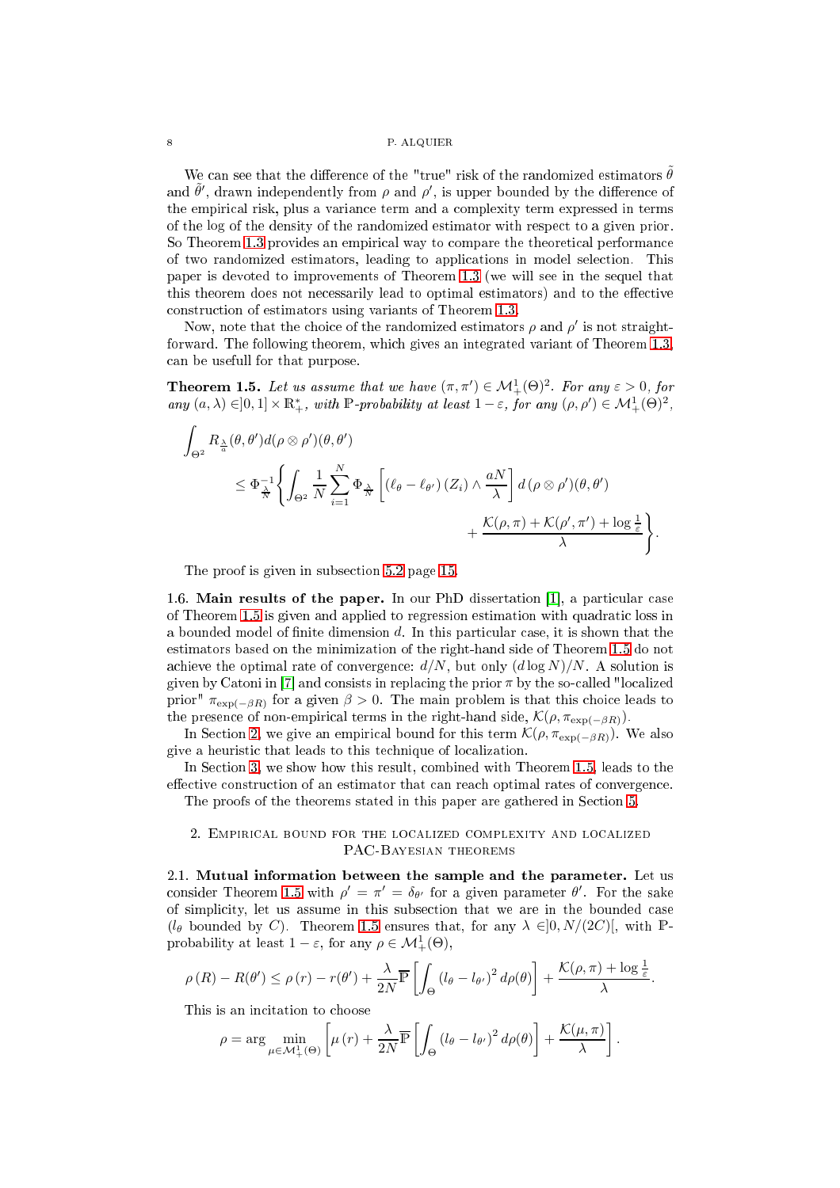We can see that the difference of the "true" risk of the randomized estimators $\tilde{\theta}$ and $\tilde{\theta}'$, drawn independently from $\rho$ and $\rho'$, is upper bounded by the difference of the empirical risk, plus a variance term and a complexity term expressed in terms of the log of the density of the randomized estimator with respect to a given prior. So Theorem 1.3 provides an empirical way to compare the theoretical performance of two randomized estimators, leading to applications in model selection. This paper is devoted to improvements of Theorem 1.3 (we will see in the sequel that this theorem does not necessarily lead to optimal estimators) and to the effective construction of estimators using variants of Theorem 1.3.

Now, note that the choice of the randomized estimators $\rho$ and $\rho'$ is not straightforward. The following theorem, which gives an integrated variant of Theorem 1.3, can be usefull for that purpose.

**Theorem 1.5.** *Let us assume that we have $(\pi, \pi') \in \mathcal{M}_+^1(\Theta)^2$. For any $\varepsilon > 0$, for any $(a, \lambda) \in ]0,1] \times \mathbb{R}_+^*$, with $\mathbb{P}$-probability at least $1-\varepsilon$, for any $(\rho, \rho') \in \mathcal{M}_+^1(\Theta)^2$,*

$$\int_{\Theta^2} R_{\frac{\lambda}{a}}(\theta,\theta') d(\rho\otimes\rho')(\theta,\theta') \\ \leq \Phi_{\frac{\lambda}{N}}^{-1}\left\{\int_{\Theta^2} \frac{1}{N}\sum_{i=1}^{N} \Phi_{\frac{\lambda}{N}}\left[\left(\ell_\theta - \ell_{\theta'}\right)(Z_i) \wedge \frac{aN}{\lambda}\right] d\left(\rho\otimes\rho'\right)(\theta,\theta') \right. \\ \left. + \frac{\mathcal{K}(\rho,\pi)+\mathcal{K}(\rho',\pi')+\log\frac{1}{\varepsilon}}{\lambda}\right\}.$$

The proof is given in subsection 5.2 page 15.

1.6. **Main results of the paper.** In our PhD dissertation [1], a particular case of Theorem 1.5 is given and applied to regression estimation with quadratic loss in a bounded model of finite dimension $d$. In this particular case, it is shown that the estimators based on the minimization of the right-hand side of Theorem 1.5 do not achieve the optimal rate of convergence: $d/N$, but only $(d \log N)/N$. A solution is given by Catoni in [7] and consists in replacing the prior $\pi$ by the so-called "localized prior" $\pi_{\exp(-\beta R)}$ for a given $\beta > 0$. The main problem is that this choice leads to the presence of non-empirical terms in the right-hand side, $\mathcal{K}(\rho, \pi_{\exp(-\beta R)})$.

In Section 2, we give an empirical bound for this term $\mathcal{K}(\rho, \pi_{\exp(-\beta R)})$. We also give a heuristic that leads to this technique of localization.

In Section 3, we show how this result, combined with Theorem 1.5, leads to the effective construction of an estimator that can reach optimal rates of convergence.

The proofs of the theorems stated in this paper are gathered in Section 5.

## 2. Empirical bound for the localized complexity and localized PAC-Bayesian theorems

2.1. **Mutual information between the sample and the parameter.** Let us consider Theorem 1.5 with $\rho' = \pi' = \delta_{\theta'}$ for a given parameter $\theta'$. For the sake of simplicity, let us assume in this subsection that we are in the bounded case ($l_\theta$ bounded by $C$). Theorem 1.5 ensures that, for any $\lambda \in ]0, N/(2C)[$, with $\mathbb{P}$-probability at least $1-\varepsilon$, for any $\rho \in \mathcal{M}_+^1(\Theta)$,

$$\rho(R) - R(\theta') \leq \rho(r) - r(\theta') + \frac{\lambda}{2N}\overline{\mathbb{P}}\left[\int_\Theta \left(l_\theta - l_{\theta'}\right)^2 d\rho(\theta)\right] + \frac{\mathcal{K}(\rho,\pi)+\log\frac{1}{\varepsilon}}{\lambda}.$$

This is an incitation to choose

$$\rho = \arg\min_{\mu\in\mathcal{M}_+^1(\Theta)}\left[\mu(r) + \frac{\lambda}{2N}\overline{\mathbb{P}}\left[\int_\Theta \left(l_\theta - l_{\theta'}\right)^2 d\rho(\theta)\right] + \frac{\mathcal{K}(\mu,\pi)}{\lambda}\right].$$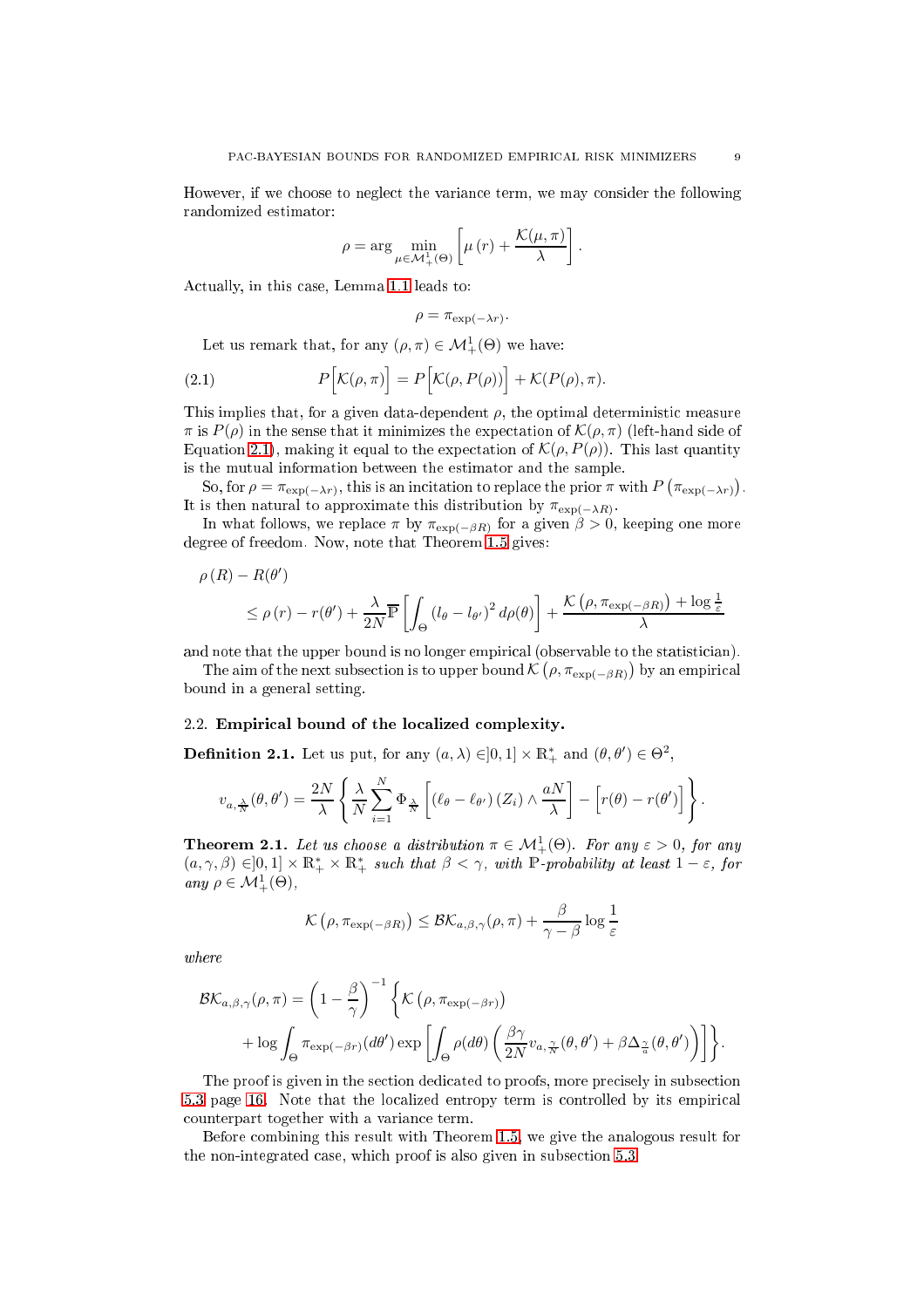However, if we choose to neglect the variance term, we may consider the following randomized estimator:

$$\rho = \arg\min_{\mu \in \mathcal{M}_+^1(\Theta)} \left[ \mu(r) + \frac{\mathcal{K}(\mu, \pi)}{\lambda} \right].$$

Actually, in this case, Lemma 1.1 leads to:

$$\rho = \pi_{\exp(-\lambda r)}.$$

Let us remark that, for any $(\rho, \pi) \in \mathcal{M}_+^1(\Theta)$ we have:

$$P\Big[\mathcal{K}(\rho, \pi)\Big] = P\Big[\mathcal{K}(\rho, P(\rho))\Big] + \mathcal{K}(P(\rho), \pi). \tag{2.1}$$

This implies that, for a given data-dependent $\rho$, the optimal deterministic measure $\pi$ is $P(\rho)$ in the sense that it minimizes the expectation of $\mathcal{K}(\rho, \pi)$ (left-hand side of Equation 2.1), making it equal to the expectation of $\mathcal{K}(\rho, P(\rho))$. This last quantity is the mutual information between the estimator and the sample.

So, for $\rho = \pi_{\exp(-\lambda r)}$, this is an incitation to replace the prior $\pi$ with $P\left(\pi_{\exp(-\lambda r)}\right)$. It is then natural to approximate this distribution by $\pi_{\exp(-\lambda R)}$.

In what follows, we replace $\pi$ by $\pi_{\exp(-\beta R)}$ for a given $\beta > 0$, keeping one more degree of freedom. Now, note that Theorem 1.5 gives:

$$\begin{aligned}
&\rho(R) - R(\theta') \\
&\quad \le \rho(r) - r(\theta') + \frac{\lambda}{2N}\overline{\mathbb{P}}\left[\int_\Theta (l_\theta - l_{\theta'})^2 d\rho(\theta)\right] + \frac{\mathcal{K}\left(\rho, \pi_{\exp(-\beta R)}\right) + \log\frac{1}{\varepsilon}}{\lambda}
\end{aligned}$$

and note that the upper bound is no longer empirical (observable to the statistician).

The aim of the next subsection is to upper bound $\mathcal{K}\left(\rho, \pi_{\exp(-\beta R)}\right)$ by an empirical bound in a general setting.

## 2.2. Empirical bound of the localized complexity.

**Definition 2.1.** Let us put, for any $(a, \lambda) \in ]0, 1] \times \mathbb{R}_+^*$ and $(\theta, \theta') \in \Theta^2$,

$$v_{a,\frac{\lambda}{N}}(\theta, \theta') = \frac{2N}{\lambda}\left\{\frac{\lambda}{N}\sum_{i=1}^N \Phi_{\frac{\lambda}{N}}\left[(\ell_\theta - \ell_{\theta'})(Z_i) \wedge \frac{aN}{\lambda}\right] - \Big[r(\theta) - r(\theta')\Big]\right\}.$$

**Theorem 2.1.** *Let us choose a distribution $\pi \in \mathcal{M}_+^1(\Theta)$. For any $\varepsilon > 0$, for any $(a, \gamma, \beta) \in ]0, 1] \times \mathbb{R}_+^* \times \mathbb{R}_+^*$ such that $\beta < \gamma$, with $\mathbb{P}$-probability at least $1 - \varepsilon$, for any $\rho \in \mathcal{M}_+^1(\Theta)$,*

$$\mathcal{K}\left(\rho, \pi_{\exp(-\beta R)}\right) \le \mathcal{BK}_{a,\beta,\gamma}(\rho, \pi) + \frac{\beta}{\gamma - \beta}\log\frac{1}{\varepsilon}$$

*where*

$$\begin{aligned}
\mathcal{BK}_{a,\beta,\gamma}(\rho, \pi) = \left(1 - \frac{\beta}{\gamma}\right)^{-1}\Bigg\{\mathcal{K}\left(\rho, \pi_{\exp(-\beta r)}\right) \\
+ \log\int_\Theta \pi_{\exp(-\beta r)}(d\theta')\exp\left[\int_\Theta \rho(d\theta)\left(\frac{\beta\gamma}{2N}v_{a,\frac{\gamma}{N}}(\theta, \theta') + \beta\Delta_{\frac{\gamma}{a}}(\theta, \theta')\right)\right]\Bigg\}.
\end{aligned}$$

The proof is given in the section dedicated to proofs, more precisely in subsection 5.3 page 16. Note that the localized entropy term is controlled by its empirical counterpart together with a variance term.

Before combining this result with Theorem 1.5, we give the analogous result for the non-integrated case, which proof is also given in subsection 5.3.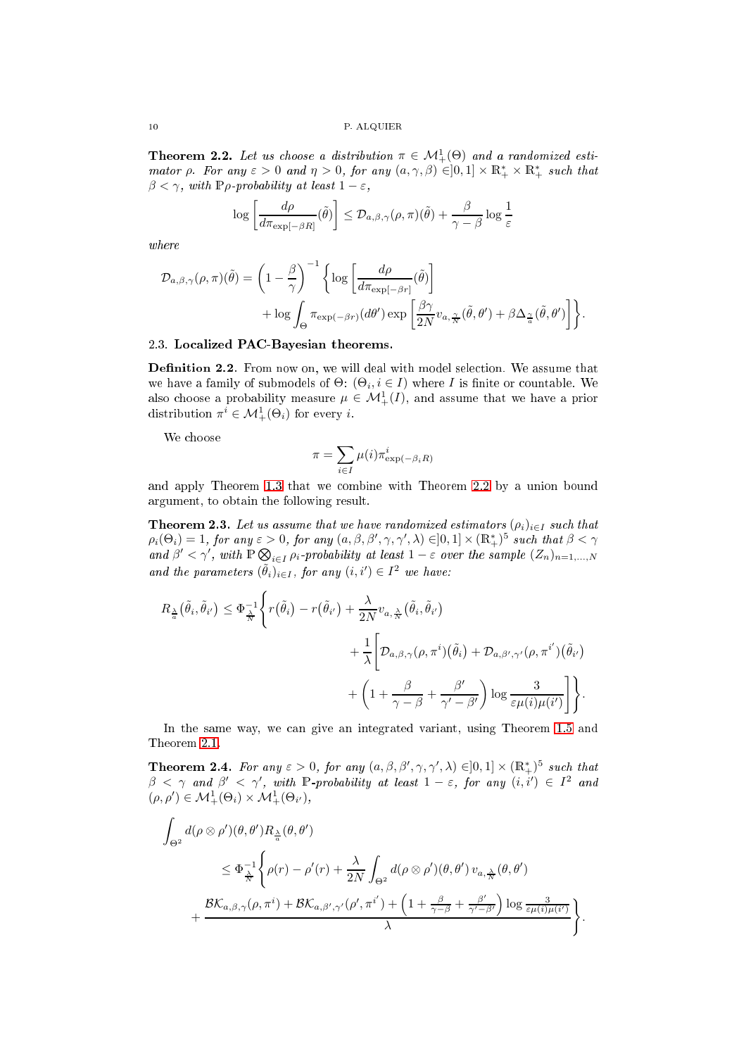**Theorem 2.2.** *Let us choose a distribution $\pi \in \mathcal{M}_+^1(\Theta)$ and a randomized estimator $\rho$. For any $\varepsilon > 0$ and $\eta > 0$, for any $(a, \gamma, \beta) \in ]0,1] \times \mathbb{R}_+^* \times \mathbb{R}_+^*$ such that $\beta < \gamma$, with $\mathbb{P}\rho$-probability at least $1 - \varepsilon$,*

$$\log\left[\frac{d\rho}{d\pi_{\exp[-\beta R]}}(\tilde{\theta})\right] \leq \mathcal{D}_{a,\beta,\gamma}(\rho,\pi)(\tilde{\theta}) + \frac{\beta}{\gamma - \beta}\log\frac{1}{\varepsilon}$$

*where*

$$\mathcal{D}_{a,\beta,\gamma}(\rho,\pi)(\tilde{\theta}) = \left(1 - \frac{\beta}{\gamma}\right)^{-1}\left\{\log\left[\frac{d\rho}{d\pi_{\exp[-\beta r]}}(\tilde{\theta})\right] + \log\int_{\Theta}\pi_{\exp(-\beta r)}(d\theta')\exp\left[\frac{\beta\gamma}{2N}v_{a,\frac{\gamma}{N}}(\tilde{\theta},\theta') + \beta\Delta_{\frac{\gamma}{a}}(\tilde{\theta},\theta')\right]\right\}.$$

### 2.3. Localized PAC-Bayesian theorems.

**Definition 2.2.** From now on, we will deal with model selection. We assume that we have a family of submodels of $\Theta$: $(\Theta_i, i \in I)$ where $I$ is finite or countable. We also choose a probability measure $\mu \in \mathcal{M}_+^1(I)$, and assume that we have a prior distribution $\pi^i \in \mathcal{M}_+^1(\Theta_i)$ for every $i$.

We choose

$$\pi = \sum_{i \in I}\mu(i)\pi^i_{\exp(-\beta_i R)}$$

and apply Theorem 1.3 that we combine with Theorem 2.2 by a union bound argument, to obtain the following result.

**Theorem 2.3.** *Let us assume that we have randomized estimators $(\rho_i)_{i\in I}$ such that $\rho_i(\Theta_i) = 1$, for any $\varepsilon > 0$, for any $(a, \beta, \beta', \gamma, \gamma', \lambda) \in ]0,1] \times (\mathbb{R}_+^*)^5$ such that $\beta < \gamma$ and $\beta' < \gamma'$, with $\mathbb{P}\bigotimes_{i\in I}\rho_i$-probability at least $1 - \varepsilon$ over the sample $(Z_n)_{n=1,\dots,N}$ and the parameters $(\tilde{\theta}_i)_{i\in I}$, for any $(i, i') \in I^2$ we have:*

$$R_{\frac{\lambda}{a}}(\tilde{\theta}_i, \tilde{\theta}_{i'}) \leq \Phi^{-1}_{\frac{\lambda}{N}}\Bigg\{r(\tilde{\theta}_i) - r(\tilde{\theta}_{i'}) + \frac{\lambda}{2N}v_{a,\frac{\lambda}{N}}(\tilde{\theta}_i, \tilde{\theta}_{i'}) + \frac{1}{\lambda}\Bigg[\mathcal{D}_{a,\beta,\gamma}(\rho,\pi^i)(\tilde{\theta}_i) + \mathcal{D}_{a,\beta',\gamma'}(\rho,\pi^{i'})(\tilde{\theta}_{i'}) + \left(1 + \frac{\beta}{\gamma - \beta} + \frac{\beta'}{\gamma' - \beta'}\right)\log\frac{3}{\varepsilon\mu(i)\mu(i')}\Bigg]\Bigg\}.$$

In the same way, we can give an integrated variant, using Theorem 1.5 and Theorem 2.1.

**Theorem 2.4.** *For any $\varepsilon > 0$, for any $(a, \beta, \beta', \gamma, \gamma', \lambda) \in ]0,1] \times (\mathbb{R}_+^*)^5$ such that $\beta < \gamma$ and $\beta' < \gamma'$, with $\mathbb{P}$-probability at least $1 - \varepsilon$, for any $(i, i') \in I^2$ and $(\rho, \rho') \in \mathcal{M}_+^1(\Theta_i) \times \mathcal{M}_+^1(\Theta_{i'})$,*

$$\int_{\Theta^2} d(\rho\otimes\rho')(\theta,\theta')R_{\frac{\lambda}{a}}(\theta,\theta') \leq \Phi^{-1}_{\frac{\lambda}{N}}\Bigg\{\rho(r) - \rho'(r) + \frac{\lambda}{2N}\int_{\Theta^2}d(\rho\otimes\rho')(\theta,\theta')\,v_{a,\frac{\lambda}{N}}(\theta,\theta') + \frac{\mathcal{BK}_{a,\beta,\gamma}(\rho,\pi^i) + \mathcal{BK}_{a,\beta',\gamma'}(\rho',\pi^{i'}) + \left(1 + \frac{\beta}{\gamma-\beta} + \frac{\beta'}{\gamma'-\beta'}\right)\log\frac{3}{\varepsilon\mu(i)\mu(i')}}{\lambda}\Bigg\}.$$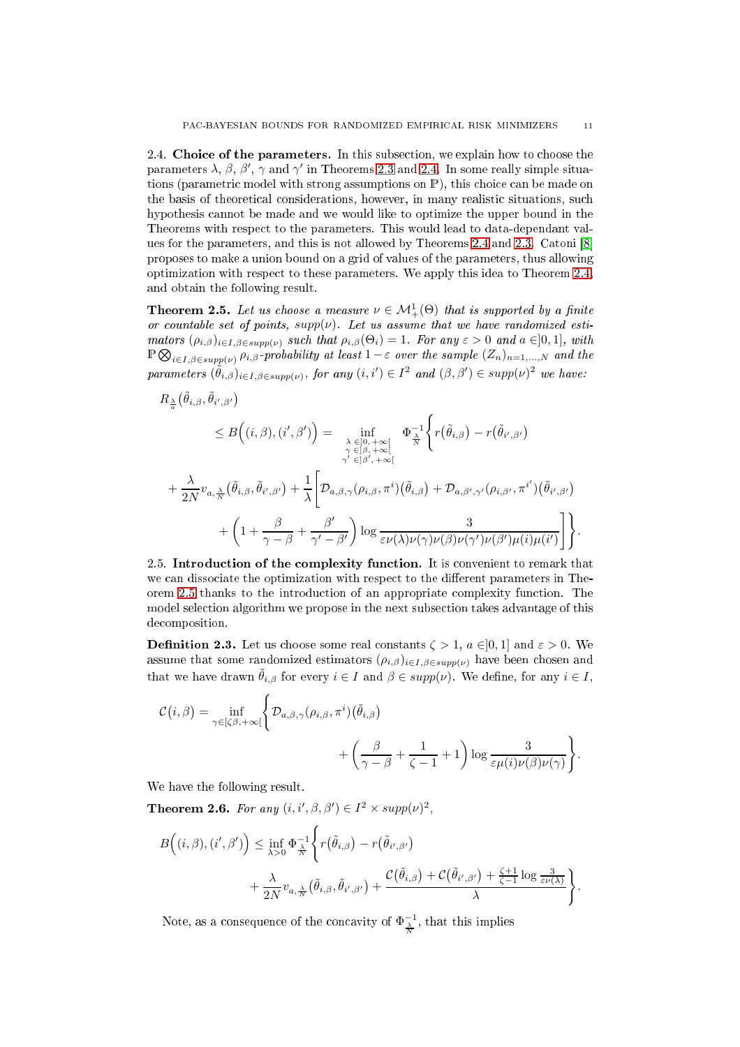**2.4. Choice of the parameters.** In this subsection, we explain how to choose the parameters $\lambda$, $\beta$, $\beta'$, $\gamma$ and $\gamma'$ in Theorems 2.3 and 2.4. In some really simple situations (parametric model with strong assumptions on $\mathbb{P}$), this choice can be made on the basis of theoretical considerations, however, in many realistic situations, such hypothesis cannot be made and we would like to optimize the upper bound in the Theorems with respect to the parameters. This would lead to data-dependant values for the parameters, and this is not allowed by Theorems 2.4 and 2.3. Catoni [8] proposes to make a union bound on a grid of values of the parameters, thus allowing optimization with respect to these parameters. We apply this idea to Theorem 2.4, and obtain the following result.

**Theorem 2.5.** *Let us choose a measure $\nu \in \mathcal{M}_+^1(\Theta)$ that is supported by a finite or countable set of points, $supp(\nu)$. Let us assume that we have randomized estimators $(\rho_{i,\beta})_{i\in I,\beta\in supp(\nu)}$ such that $\rho_{i,\beta}(\Theta_i) = 1$. For any $\varepsilon > 0$ and $a \in ]0,1]$, with $\mathbb{P}\bigotimes_{i\in I,\beta\in supp(\nu)}\rho_{i,\beta}$-probability at least $1-\varepsilon$ over the sample $(Z_n)_{n=1,\ldots,N}$ and the parameters $(\tilde{\theta}_{i,\beta})_{i\in I,\beta\in supp(\nu)}$, for any $(i,i') \in I^2$ and $(\beta,\beta') \in supp(\nu)^2$ we have:*

$$
\begin{aligned}
R_{\frac{\lambda}{a}}\big(\tilde{\theta}_{i,\beta},\tilde{\theta}_{i',\beta'}\big)
&\leq B\Big((i,\beta),(i',\beta')\Big) = \inf_{\substack{\lambda\in]0,+\infty[\\ \gamma\in]\beta,+\infty[\\ \gamma'\in]\beta',+\infty[}} \Phi^{-1}_{\frac{\lambda}{N}}\Bigg\{ r\big(\tilde{\theta}_{i,\beta}\big) - r\big(\tilde{\theta}_{i',\beta'}\big) \\
&+ \frac{\lambda}{2N} v_{a,\frac{\lambda}{N}}\big(\tilde{\theta}_{i,\beta},\tilde{\theta}_{i',\beta'}\big) + \frac{1}{\lambda}\Bigg[\mathcal{D}_{a,\beta,\gamma}(\rho_{i,\beta},\pi^i)\big(\tilde{\theta}_{i,\beta}\big) + \mathcal{D}_{a,\beta',\gamma'}(\rho_{i,\beta'},\pi^{i'})\big(\tilde{\theta}_{i',\beta'}\big) \\
&+ \left(1 + \frac{\beta}{\gamma-\beta} + \frac{\beta'}{\gamma'-\beta'}\right)\log\frac{3}{\varepsilon\nu(\lambda)\nu(\gamma)\nu(\beta)\nu(\gamma')\nu(\beta')\mu(i)\mu(i')}\Bigg]\Bigg\}.
\end{aligned}
$$

**2.5. Introduction of the complexity function.** It is convenient to remark that we can dissociate the optimization with respect to the different parameters in Theorem 2.5 thanks to the introduction of an appropriate complexity function. The model selection algorithm we propose in the next subsection takes advantage of this decomposition.

**Definition 2.3.** Let us choose some real constants $\zeta > 1$, $a \in ]0,1]$ and $\varepsilon > 0$. We assume that some randomized estimators $(\rho_{i,\beta})_{i\in I,\beta\in supp(\nu)}$ have been chosen and that we have drawn $\tilde{\theta}_{i,\beta}$ for every $i \in I$ and $\beta \in supp(\nu)$. We define, for any $i \in I$,

$$
\begin{aligned}
\mathcal{C}\big(i,\beta\big) = \inf_{\gamma\in[\zeta\beta,+\infty[}\Bigg\{ &\mathcal{D}_{a,\beta,\gamma}(\rho_{i,\beta},\pi^i)\big(\tilde{\theta}_{i,\beta}\big) \\
&+ \left(\frac{\beta}{\gamma-\beta} + \frac{1}{\zeta-1} + 1\right)\log\frac{3}{\varepsilon\mu(i)\nu(\beta)\nu(\gamma)}\Bigg\}.
\end{aligned}
$$

We have the following result.

**Theorem 2.6.** *For any $(i,i',\beta,\beta') \in I^2 \times supp(\nu)^2$,*

$$
\begin{aligned}
B\Big((i,\beta),(i',\beta')\Big) \leq \inf_{\lambda>0}\Phi^{-1}_{\frac{\lambda}{N}}\Bigg\{ &r\big(\tilde{\theta}_{i,\beta}\big) - r\big(\tilde{\theta}_{i',\beta'}\big) \\
&+ \frac{\lambda}{2N}v_{a,\frac{\lambda}{N}}\big(\tilde{\theta}_{i,\beta},\tilde{\theta}_{i',\beta'}\big) + \frac{\mathcal{C}\big(\tilde{\theta}_{i,\beta}\big) + \mathcal{C}\big(\tilde{\theta}_{i',\beta'}\big) + \frac{\zeta+1}{\zeta-1}\log\frac{3}{\varepsilon\nu(\lambda)}}{\lambda}\Bigg\}.
\end{aligned}
$$

Note, as a consequence of the concavity of $\Phi^{-1}_{\frac{\lambda}{N}}$, that this implies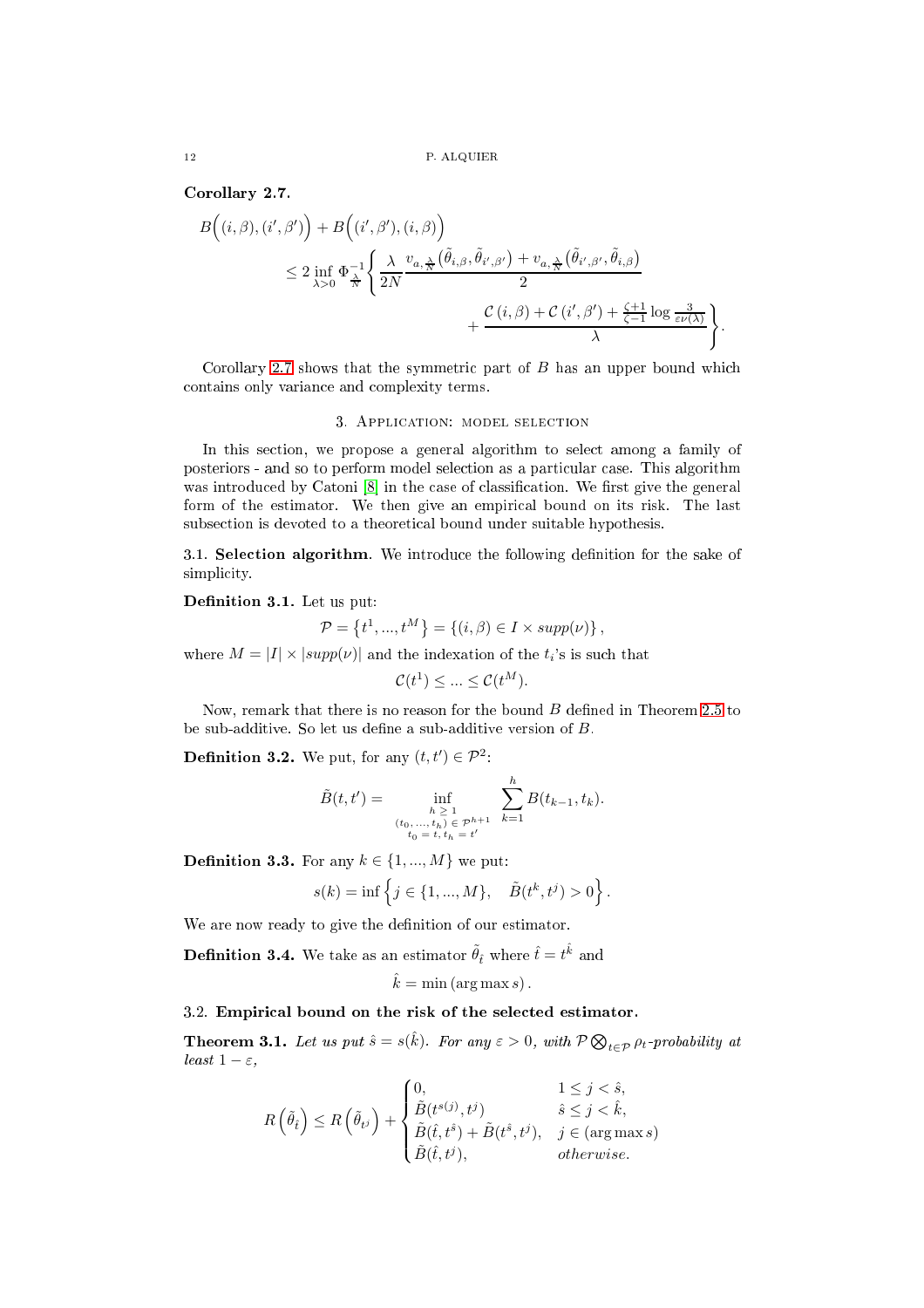**Corollary 2.7.**

$$
\begin{aligned}
B\Big((i,\beta),(i',\beta')\Big) + B\Big((i',\beta'),(i,\beta)\Big) \\
\leq 2 \inf_{\lambda>0} \Phi^{-1}_{\frac{\lambda}{N}} \Bigg\{ \frac{\lambda}{2N} \frac{v_{a,\frac{\lambda}{N}}\left(\tilde{\theta}_{i,\beta},\tilde{\theta}_{i',\beta'}\right) + v_{a,\frac{\lambda}{N}}\left(\tilde{\theta}_{i',\beta'},\tilde{\theta}_{i,\beta}\right)}{2} \\
+ \frac{\mathcal{C}\left(i,\beta\right) + \mathcal{C}\left(i',\beta'\right) + \frac{\zeta+1}{\zeta-1}\log\frac{3}{\varepsilon\nu(\lambda)}}{\lambda} \Bigg\}.
\end{aligned}
$$

Corollary 2.7 shows that the symmetric part of $B$ has an upper bound which contains only variance and complexity terms.

## 3. Application: model selection

In this section, we propose a general algorithm to select among a family of posteriors - and so to perform model selection as a particular case. This algorithm was introduced by Catoni [8] in the case of classification. We first give the general form of the estimator. We then give an empirical bound on its risk. The last subsection is devoted to a theoretical bound under suitable hypothesis.

### 3.1. Selection algorithm.

We introduce the following definition for the sake of simplicity.

**Definition 3.1.** Let us put:

$$
\mathcal{P} = \left\{t^1, ..., t^M\right\} = \left\{(i,\beta) \in I \times supp(\nu)\right\},
$$

where $M = |I| \times |supp(\nu)|$ and the indexation of the $t_i$'s is such that

$$
\mathcal{C}(t^1) \leq ... \leq \mathcal{C}(t^M).
$$

Now, remark that there is no reason for the bound $B$ defined in Theorem 2.5 to be sub-additive. So let us define a sub-additive version of $B$.

**Definition 3.2.** We put, for any $(t,t') \in \mathcal{P}^2$:

$$
\tilde{B}(t,t') = \inf_{\substack{h\geq 1 \\ (t_0,...,t_h)\in\mathcal{P}^{h+1} \\ t_0=t,\, t_h=t'}} \sum_{k=1}^{h} B(t_{k-1},t_k).
$$

**Definition 3.3.** For any $k \in \{1,...,M\}$ we put:

$$
s(k) = \inf\left\{j \in \{1,...,M\}, \quad \tilde{B}(t^k,t^j) > 0\right\}.
$$

We are now ready to give the definition of our estimator.

**Definition 3.4.** We take as an estimator $\tilde{\theta}_{\hat{t}}$ where $\hat{t} = t^{\hat{k}}$ and

$$
\hat{k} = \min\left(\arg\max s\right).
$$

### 3.2. Empirical bound on the risk of the selected estimator.

**Theorem 3.1.** *Let us put $\hat{s} = s(\hat{k})$. For any $\varepsilon > 0$, with $\mathcal{P}\bigotimes_{t\in\mathcal{P}}\rho_t$-probability at least $1-\varepsilon$,*

$$
R\left(\tilde{\theta}_{\hat{t}}\right) \leq R\left(\tilde{\theta}_{t^j}\right) + \begin{cases} 0, & 1 \leq j < \hat{s}, \\ \tilde{B}(t^{s(j)},t^j) & \hat{s} \leq j < \hat{k}, \\ \tilde{B}(\hat{t},t^{\hat{s}}) + \tilde{B}(t^{\hat{s}},t^j), & j \in (\arg\max s) \\ \tilde{B}(\hat{t},t^j), & \text{otherwise.} \end{cases}
$$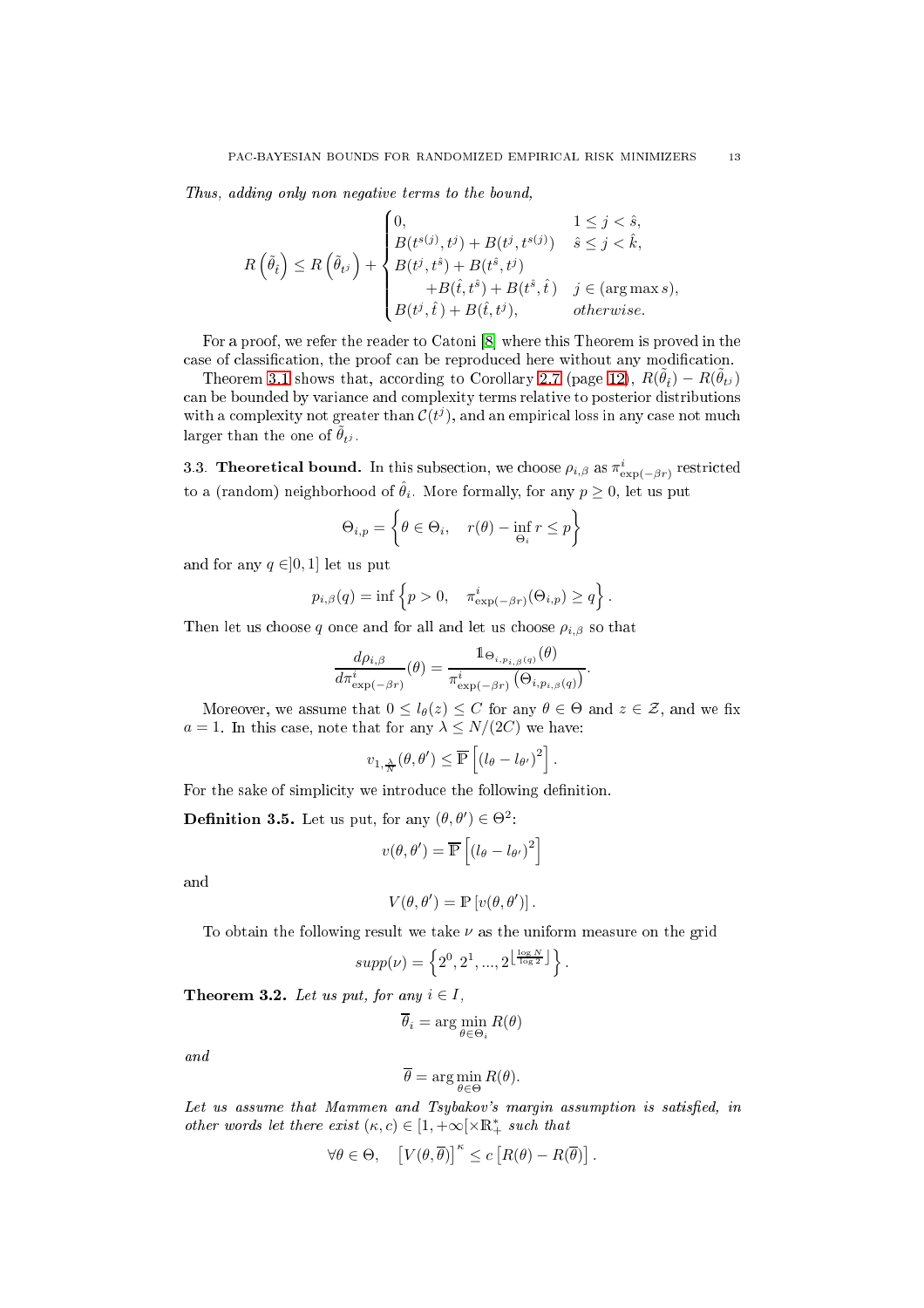*Thus, adding only non negative terms to the bound,*

$$
R\left(\tilde{\theta}_{\hat{t}}\right) \leq R\left(\tilde{\theta}_{t^j}\right) + \begin{cases} 0, & 1 \leq j < \hat{s}, \\ B(t^{s(j)}, t^j) + B(t^j, t^{s(j)}) & \hat{s} \leq j < \hat{k}, \\ B(t^j, t^{\hat{s}}) + B(t^{\hat{s}}, t^j) & \\ \qquad + B(\hat{t}, t^{\hat{s}}) + B(t^{\hat{s}}, \hat{t}) & j \in (\arg\max s), \\ B(t^j, \hat{t}) + B(\hat{t}, t^j), & otherwise. \end{cases}
$$

For a proof, we refer the reader to Catoni [8] where this Theorem is proved in the case of classification, the proof can be reproduced here without any modification.

Theorem 3.1 shows that, according to Corollary 2.7 (page 12), $R(\tilde{\theta}_{\hat{t}}) - R(\tilde{\theta}_{t^j})$ can be bounded by variance and complexity terms relative to posterior distributions with a complexity not greater than $\mathcal{C}(t^j)$, and an empirical loss in any case not much larger than the one of $\tilde{\theta}_{t^j}$.

### 3.3. Theoretical bound.

In this subsection, we choose $\rho_{i,\beta}$ as $\pi^i_{\exp(-\beta r)}$ restricted to a (random) neighborhood of $\hat{\theta}_i$. More formally, for any $p \geq 0$, let us put

$$
\Theta_{i,p} = \left\{ \theta \in \Theta_i, \quad r(\theta) - \inf_{\Theta_i} r \leq p \right\}
$$

and for any $q \in ]0, 1]$ let us put

$$
p_{i,\beta}(q) = \inf \left\{ p > 0, \quad \pi^i_{\exp(-\beta r)}(\Theta_{i,p}) \geq q \right\}.
$$

Then let us choose $q$ once and for all and let us choose $\rho_{i,\beta}$ so that

$$
\frac{d\rho_{i,\beta}}{d\pi^i_{\exp(-\beta r)}}(\theta) = \frac{\mathbb{1}_{\Theta_{i,p_{i,\beta}(q)}}(\theta)}{\pi^i_{\exp(-\beta r)}\left(\Theta_{i,p_{i,\beta}(q)}\right)}.
$$

Moreover, we assume that $0 \leq l_\theta(z) \leq C$ for any $\theta \in \Theta$ and $z \in \mathcal{Z}$, and we fix $a = 1$. In this case, note that for any $\lambda \leq N/(2C)$ we have:

$$
v_{1,\frac{\lambda}{N}}(\theta, \theta') \leq \overline{\mathbb{P}}\left[(l_\theta - l_{\theta'})^2\right].
$$

For the sake of simplicity we introduce the following definition.

**Definition 3.5.** Let us put, for any $(\theta, \theta') \in \Theta^2$:

$$
v(\theta, \theta') = \overline{\mathbb{P}}\left[(l_\theta - l_{\theta'})^2\right]
$$

and

$$
V(\theta, \theta') = \mathbb{P}\left[v(\theta, \theta')\right].
$$

To obtain the following result we take $\nu$ as the uniform measure on the grid

$$
supp(\nu) = \left\{2^0, 2^1, ..., 2^{\left\lfloor \frac{\log N}{\log 2} \right\rfloor}\right\}.
$$

**Theorem 3.2.** *Let us put, for any $i \in I$,*

$$
\overline{\theta}_i = \arg\min_{\theta \in \Theta_i} R(\theta)
$$

*and*

$$
\overline{\theta} = \arg\min_{\theta \in \Theta} R(\theta).
$$

*Let us assume that Mammen and Tsybakov's margin assumption is satisfied, in other words let there exist $(\kappa, c) \in [1, +\infty[\times \mathbb{R}_+^*$ such that*

$$
\forall \theta \in \Theta, \quad \left[V(\theta, \overline{\theta})\right]^\kappa \leq c\left[R(\theta) - R(\overline{\theta})\right].
$$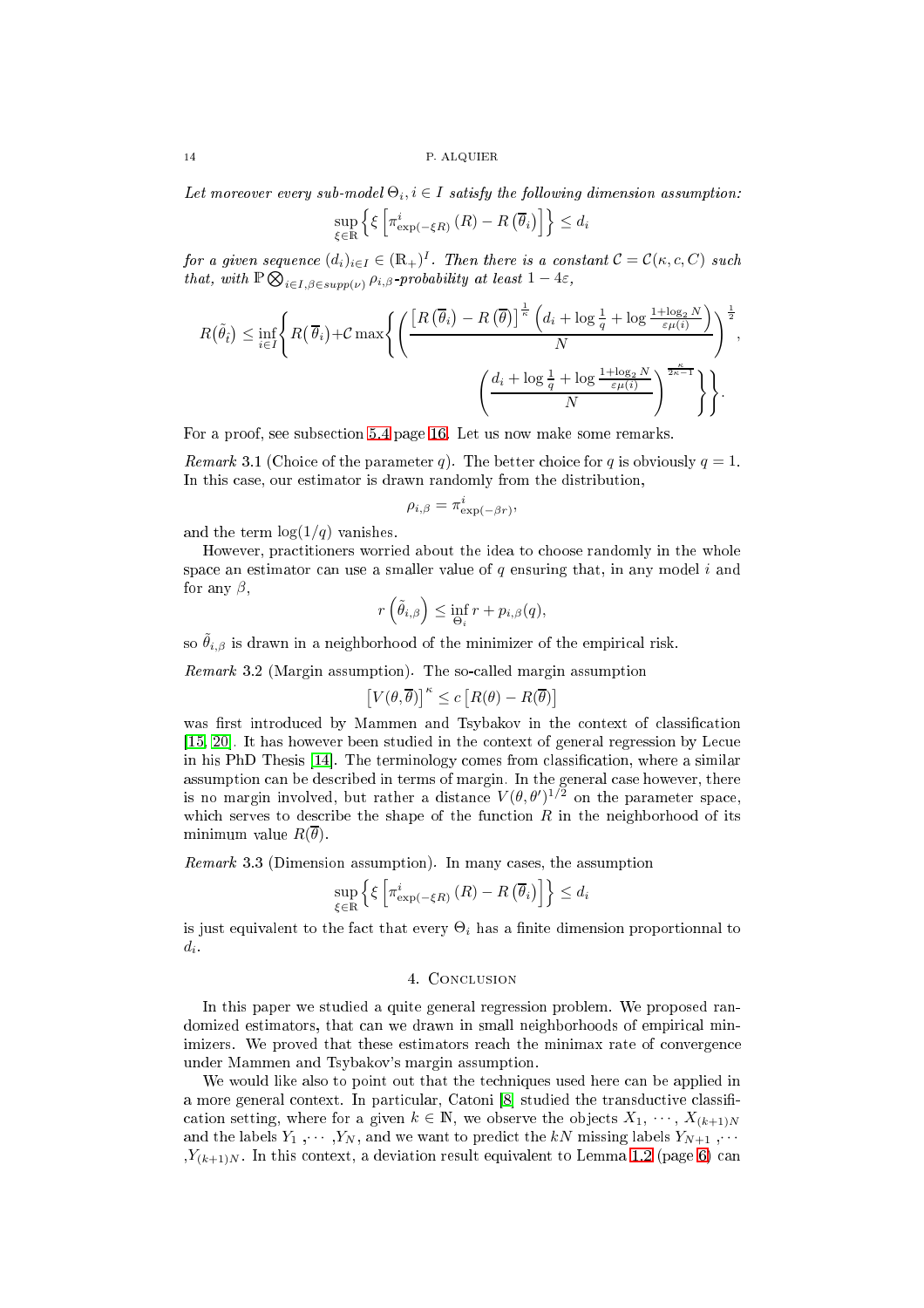*Let moreover every sub-model $\Theta_i, i \in I$ satisfy the following dimension assumption:*

$$\sup_{\xi \in \mathbb{R}} \left\{ \xi \left[ \pi^i_{\exp(-\xi R)} (R) - R\left(\overline{\theta}_i\right) \right] \right\} \leq d_i$$

*for a given sequence $(d_i)_{i \in I} \in (\mathbb{R}_+)^I$. Then there is a constant $\mathcal{C} = \mathcal{C}(\kappa, c, C)$ such that, with $\mathbb{P} \bigotimes_{i \in I, \beta \in supp(\nu)} \rho_{i,\beta}$-probability at least $1 - 4\varepsilon$,*

$$R(\tilde{\theta}_{\hat{i}}) \leq \inf_{i \in I} \left\{ R(\overline{\theta}_i) + \mathcal{C} \max \left\{ \left( \frac{\left[ R\left(\overline{\theta}_i\right) - R\left(\overline{\theta}\right) \right]^{\frac{1}{\kappa}} \left( d_i + \log \frac{1}{q} + \log \frac{1 + \log_2 N}{\varepsilon \mu(i)} \right)}{N} \right)^{\frac{1}{2}}, \left( \frac{d_i + \log \frac{1}{q} + \log \frac{1+\log_2 N}{\varepsilon \mu(i)}}{N} \right)^{\frac{\kappa}{2\kappa - 1}} \right\} \right\}.$$

For a proof, see subsection 5.4 page 16. Let us now make some remarks.

*Remark* 3.1 (Choice of the parameter $q$). The better choice for $q$ is obviously $q = 1$. In this case, our estimator is drawn randomly from the distribution,

$$\rho_{i,\beta} = \pi^i_{\exp(-\beta r)},$$

and the term $\log(1/q)$ vanishes.

However, practitioners worried about the idea to choose randomly in the whole space an estimator can use a smaller value of $q$ ensuring that, in any model $i$ and for any $\beta$,

$$r\left(\tilde{\theta}_{i,\beta}\right) \leq \inf_{\Theta_i} r + p_{i,\beta}(q),$$

so $\tilde{\theta}_{i,\beta}$ is drawn in a neighborhood of the minimizer of the empirical risk.

*Remark* 3.2 (Margin assumption). The so-called margin assumption

$$\left[V(\theta, \overline{\theta})\right]^{\kappa} \leq c \left[R(\theta) - R(\overline{\theta})\right]$$

was first introduced by Mammen and Tsybakov in the context of classification [15, 20]. It has however been studied in the context of general regression by Lecue in his PhD Thesis [14]. The terminology comes from classification, where a similar assumption can be described in terms of margin. In the general case however, there is no margin involved, but rather a distance $V(\theta, \theta')^{1/2}$ on the parameter space, which serves to describe the shape of the function $R$ in the neighborhood of its minimum value $R(\overline{\theta})$.

*Remark* 3.3 (Dimension assumption). In many cases, the assumption

$$\sup_{\xi \in \mathbb{R}} \left\{ \xi \left[ \pi^i_{\exp(-\xi R)} (R) - R\left(\overline{\theta}_i\right) \right] \right\} \leq d_i$$

is just equivalent to the fact that every $\Theta_i$ has a finite dimension proportionnal to $d_i$.

## 4. Conclusion

In this paper we studied a quite general regression problem. We proposed randomized estimators, that can we drawn in small neighborhoods of empirical minimizers. We proved that these estimators reach the minimax rate of convergence under Mammen and Tsybakov's margin assumption.

We would like also to point out that the techniques used here can be applied in a more general context. In particular, Catoni [8] studied the transductive classification setting, where for a given $k \in \mathbb{N}$, we observe the objects $X_1, \cdots, X_{(k+1)N}$ and the labels $Y_1, \cdots, Y_N$, and we want to predict the $kN$ missing labels $Y_{N+1}, \cdots, Y_{(k+1)N}$. In this context, a deviation result equivalent to Lemma 1.2 (page 6) can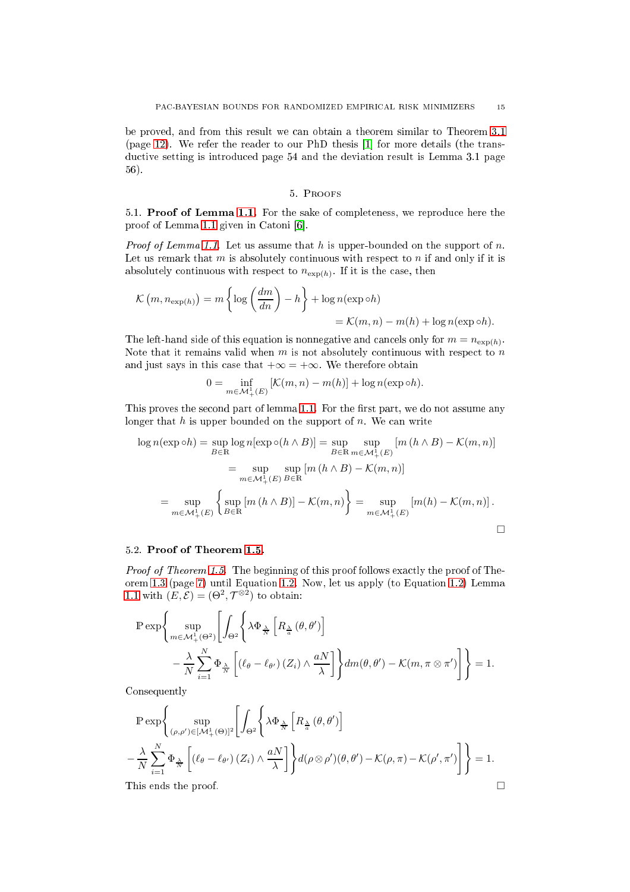be proved, and from this result we can obtain a theorem similar to Theorem 3.1 (page 12). We refer the reader to our PhD thesis [1] for more details (the transductive setting is introduced page 54 and the deviation result is Lemma 3.1 page 56).

## 5. Proofs

### 5.1. Proof of Lemma 1.1.

For the sake of completeness, we reproduce here the proof of Lemma 1.1 given in Catoni [6].

*Proof of Lemma 1.1.* Let us assume that $h$ is upper-bounded on the support of $n$. Let us remark that $m$ is absolutely continuous with respect to $n$ if and only if it is absolutely continuous with respect to $n_{\exp(h)}$. If it is the case, then

$$\mathcal{K}\left(m, n_{\exp(h)}\right) = m\left\{\log\left(\frac{dm}{dn}\right) - h\right\} + \log n(\exp\circ h)$$
$$= \mathcal{K}(m,n) - m(h) + \log n(\exp\circ h).$$

The left-hand side of this equation is nonnegative and cancels only for $m = n_{\exp(h)}$. Note that it remains valid when $m$ is not absolutely continuous with respect to $n$ and just says in this case that $+\infty = +\infty$. We therefore obtain

$$0 = \inf_{m\in\mathcal{M}^1_+(E)} \left[\mathcal{K}(m,n) - m(h)\right] + \log n(\exp\circ h).$$

This proves the second part of lemma 1.1. For the first part, we do not assume any longer that $h$ is upper bounded on the support of $n$. We can write

$$\log n(\exp\circ h) = \sup_{B\in\mathbb{R}} \log n[\exp\circ(h\wedge B)] = \sup_{B\in\mathbb{R}} \sup_{m\in\mathcal{M}^1_+(E)} \left[m\left(h\wedge B\right) - \mathcal{K}(m,n)\right]$$
$$= \sup_{m\in\mathcal{M}^1_+(E)} \sup_{B\in\mathbb{R}} \left[m\left(h\wedge B\right) - \mathcal{K}(m,n)\right]$$
$$= \sup_{m\in\mathcal{M}^1_+(E)} \left\{\sup_{B\in\mathbb{R}} \left[m\left(h\wedge B\right)\right] - \mathcal{K}(m,n)\right\} = \sup_{m\in\mathcal{M}^1_+(E)} \left[m(h) - \mathcal{K}(m,n)\right].$$

$\square$

### 5.2. Proof of Theorem 1.5.

*Proof of Theorem 1.5.* The beginning of this proof follows exactly the proof of Theorem 1.3 (page 7) until Equation 1.2. Now, let us apply (to Equation 1.2) Lemma 1.1 with $(E,\mathcal{E}) = (\Theta^2, \mathcal{T}^{\otimes 2})$ to obtain:

$$\mathbb{P}\exp\Bigg\{\sup_{m\in\mathcal{M}^1_+(\Theta^2)}\Bigg[\int_{\Theta^2}\Bigg\{\lambda\Phi_{\frac{\lambda}{N}}\left[R_{\frac{\lambda}{a}}\left(\theta,\theta'\right)\right]$$
$$-\frac{\lambda}{N}\sum_{i=1}^N \Phi_{\frac{\lambda}{N}}\left[\left(\ell_\theta - \ell_{\theta'}\right)(Z_i)\wedge\frac{aN}{\lambda}\right]\Bigg\}dm(\theta,\theta') - \mathcal{K}(m,\pi\otimes\pi')\Bigg]\Bigg\} = 1.$$

Consequently

$$\mathbb{P}\exp\Bigg\{\sup_{(\rho,\rho')\in[\mathcal{M}^1_+(\Theta)]^2}\Bigg[\int_{\Theta^2}\Bigg\{\lambda\Phi_{\frac{\lambda}{N}}\left[R_{\frac{\lambda}{a}}\left(\theta,\theta'\right)\right]$$
$$-\frac{\lambda}{N}\sum_{i=1}^N \Phi_{\frac{\lambda}{N}}\left[\left(\ell_\theta - \ell_{\theta'}\right)(Z_i)\wedge\frac{aN}{\lambda}\right]\Bigg\}d(\rho\otimes\rho')(\theta,\theta') - \mathcal{K}(\rho,\pi) - \mathcal{K}(\rho',\pi')\Bigg]\Bigg\} = 1.$$

This ends the proof. $\square$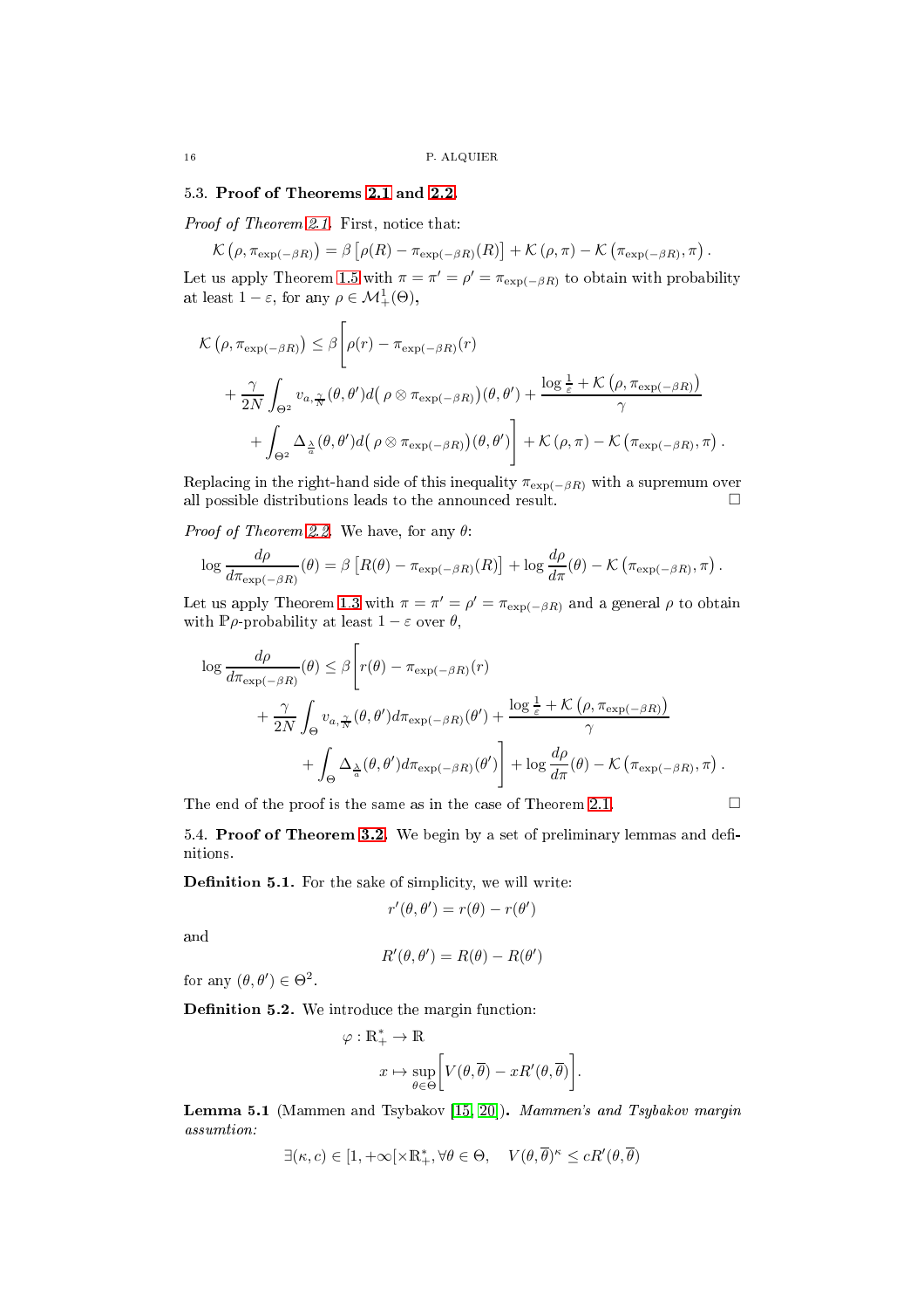### 5.3. **Proof of Theorems 2.1 and 2.2.**

*Proof of Theorem 2.1.* First, notice that:

$$\mathcal{K}\left(\rho, \pi_{\exp(-\beta R)}\right) = \beta\left[\rho(R) - \pi_{\exp(-\beta R)}(R)\right] + \mathcal{K}\left(\rho, \pi\right) - \mathcal{K}\left(\pi_{\exp(-\beta R)}, \pi\right).$$

Let us apply Theorem 1.5 with $\pi = \pi' = \rho' = \pi_{\exp(-\beta R)}$ to obtain with probability at least $1 - \varepsilon$, for any $\rho \in \mathcal{M}_+^1(\Theta)$,

$$\begin{aligned}\mathcal{K}\left(\rho, \pi_{\exp(-\beta R)}\right) \leq \beta\Bigg[&\rho(r) - \pi_{\exp(-\beta R)}(r) \\ &+ \frac{\gamma}{2N}\int_{\Theta^2} v_{a,\frac{\gamma}{N}}(\theta,\theta') d\big(\rho \otimes \pi_{\exp(-\beta R)}\big)(\theta,\theta') + \frac{\log\frac{1}{\varepsilon} + \mathcal{K}\left(\rho, \pi_{\exp(-\beta R)}\right)}{\gamma} \\ &+ \int_{\Theta^2} \Delta_{\frac{\lambda}{a}}(\theta,\theta') d\big(\rho \otimes \pi_{\exp(-\beta R)}\big)(\theta,\theta')\Bigg] + \mathcal{K}\left(\rho, \pi\right) - \mathcal{K}\left(\pi_{\exp(-\beta R)}, \pi\right).\end{aligned}$$

Replacing in the right-hand side of this inequality $\pi_{\exp(-\beta R)}$ with a supremum over all possible distributions leads to the announced result. □

*Proof of Theorem 2.2.* We have, for any $\theta$:

$$\log\frac{d\rho}{d\pi_{\exp(-\beta R)}}(\theta) = \beta\left[R(\theta) - \pi_{\exp(-\beta R)}(R)\right] + \log\frac{d\rho}{d\pi}(\theta) - \mathcal{K}\left(\pi_{\exp(-\beta R)}, \pi\right).$$

Let us apply Theorem 1.3 with $\pi = \pi' = \rho' = \pi_{\exp(-\beta R)}$ and a general $\rho$ to obtain with $\mathbb{P}\rho$-probability at least $1 - \varepsilon$ over $\theta$,

$$\begin{aligned}\log\frac{d\rho}{d\pi_{\exp(-\beta R)}}(\theta) \leq \beta\Bigg[&r(\theta) - \pi_{\exp(-\beta R)}(r) \\ &+ \frac{\gamma}{2N}\int_{\Theta} v_{a,\frac{\gamma}{N}}(\theta,\theta') d\pi_{\exp(-\beta R)}(\theta') + \frac{\log\frac{1}{\varepsilon} + \mathcal{K}\left(\rho, \pi_{\exp(-\beta R)}\right)}{\gamma} \\ &+ \int_{\Theta} \Delta_{\frac{\lambda}{a}}(\theta,\theta') d\pi_{\exp(-\beta R)}(\theta')\Bigg] + \log\frac{d\rho}{d\pi}(\theta) - \mathcal{K}\left(\pi_{\exp(-\beta R)}, \pi\right).\end{aligned}$$

The end of the proof is the same as in the case of Theorem 2.1. □

### 5.4. **Proof of Theorem 3.2.**

We begin by a set of preliminary lemmas and definitions.

**Definition 5.1.** For the sake of simplicity, we will write:

$$r'(\theta,\theta') = r(\theta) - r(\theta')$$

and

$$R'(\theta,\theta') = R(\theta) - R(\theta')$$

for any $(\theta,\theta') \in \Theta^2$.

**Definition 5.2.** We introduce the margin function:

$$\begin{aligned}\varphi : \mathbb{R}_+^* &\to \mathbb{R} \\ x &\mapsto \sup_{\theta\in\Theta}\Big[V(\theta,\overline{\theta}) - xR'(\theta,\overline{\theta})\Big].\end{aligned}$$

**Lemma 5.1** (Mammen and Tsybakov [15, 20])**.** *Mammen's and Tsybakov margin assumtion:*

$$\exists(\kappa, c) \in [1, +\infty[\times\mathbb{R}_+^*, \forall\theta \in \Theta, \quad V(\theta,\overline{\theta})^\kappa \leq cR'(\theta,\overline{\theta})$$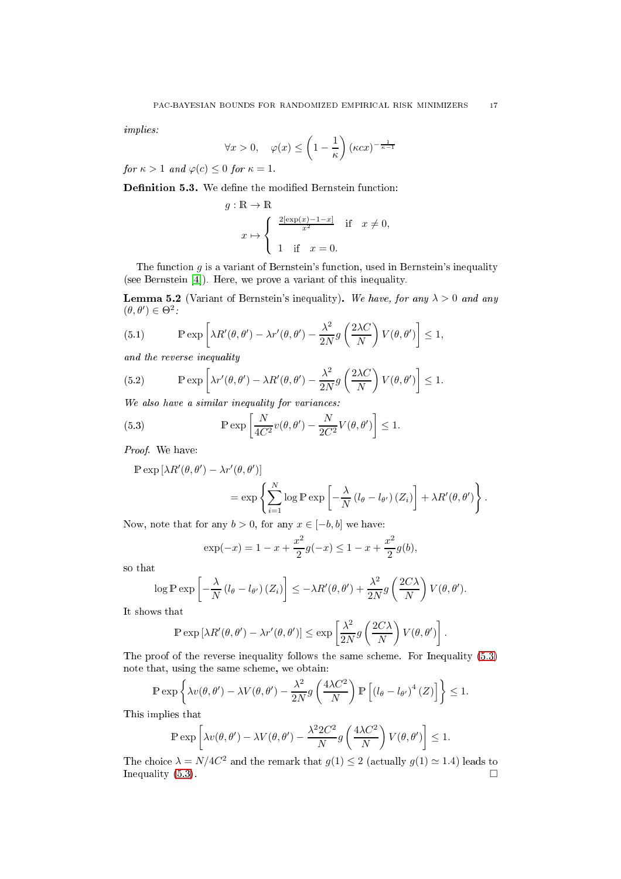*implies:*

$$\forall x > 0, \quad \varphi(x) \leq \left(1 - \frac{1}{\kappa}\right)(\kappa c x)^{-\frac{1}{\kappa-1}}$$

*for* $\kappa > 1$ *and* $\varphi(c) \leq 0$ *for* $\kappa = 1$.

**Definition 5.3.** We define the modified Bernstein function:

$$g : \mathbb{R} \to \mathbb{R}$$

$$x \mapsto \begin{cases} \frac{2[\exp(x) - 1 - x]}{x^2} & \text{if} \quad x \neq 0, \\ 1 \quad \text{if} \quad x = 0. \end{cases}$$

The function $g$ is a variant of Bernstein's function, used in Bernstein's inequality (see Bernstein [4]). Here, we prove a variant of this inequality.

**Lemma 5.2** (Variant of Bernstein's inequality)**.** *We have, for any* $\lambda > 0$ *and any* $(\theta, \theta') \in \Theta^2$*:*

$$\mathbb{P} \exp\left[\lambda R'(\theta, \theta') - \lambda r'(\theta, \theta') - \frac{\lambda^2}{2N} g\left(\frac{2\lambda C}{N}\right) V(\theta, \theta')\right] \leq 1, \tag{5.1}$$

*and the reverse inequality*

$$\mathbb{P} \exp\left[\lambda r'(\theta, \theta') - \lambda R'(\theta, \theta') - \frac{\lambda^2}{2N} g\left(\frac{2\lambda C}{N}\right) V(\theta, \theta')\right] \leq 1. \tag{5.2}$$

*We also have a similar inequality for variances:*

$$\mathbb{P} \exp\left[\frac{N}{4C^2} v(\theta, \theta') - \frac{N}{2C^2} V(\theta, \theta')\right] \leq 1. \tag{5.3}$$

*Proof.* We have:

$$\mathbb{P} \exp\left[\lambda R'(\theta, \theta') - \lambda r'(\theta, \theta')\right] = \exp\left\{\sum_{i=1}^{N} \log \mathbb{P} \exp\left[-\frac{\lambda}{N}\left(l_\theta - l_{\theta'}\right)(Z_i)\right] + \lambda R'(\theta, \theta')\right\}.$$

Now, note that for any $b > 0$, for any $x \in [-b, b]$ we have:

$$\exp(-x) = 1 - x + \frac{x^2}{2} g(-x) \leq 1 - x + \frac{x^2}{2} g(b),$$

so that

$$\log \mathbb{P} \exp\left[-\frac{\lambda}{N}\left(l_\theta - l_{\theta'}\right)(Z_i)\right] \leq -\lambda R'(\theta, \theta') + \frac{\lambda^2}{2N} g\left(\frac{2C\lambda}{N}\right) V(\theta, \theta').$$

It shows that

$$\mathbb{P} \exp\left[\lambda R'(\theta, \theta') - \lambda r'(\theta, \theta')\right] \leq \exp\left[\frac{\lambda^2}{2N} g\left(\frac{2C\lambda}{N}\right) V(\theta, \theta')\right].$$

The proof of the reverse inequality follows the same scheme. For Inequality (5.3) note that, using the same scheme, we obtain:

$$\mathbb{P} \exp\left\{\lambda v(\theta, \theta') - \lambda V(\theta, \theta') - \frac{\lambda^2}{2N} g\left(\frac{4\lambda C^2}{N}\right) \mathbb{P}\left[\left(l_\theta - l_{\theta'}\right)^4 (Z)\right]\right\} \leq 1.$$

This implies that

$$\mathbb{P} \exp\left[\lambda v(\theta, \theta') - \lambda V(\theta, \theta') - \frac{\lambda^2 2C^2}{N} g\left(\frac{4\lambda C^2}{N}\right) V(\theta, \theta')\right] \leq 1.$$

The choice $\lambda = N/4C^2$ and the remark that $g(1) \leq 2$ (actually $g(1) \simeq 1.4$) leads to Inequality (5.3). □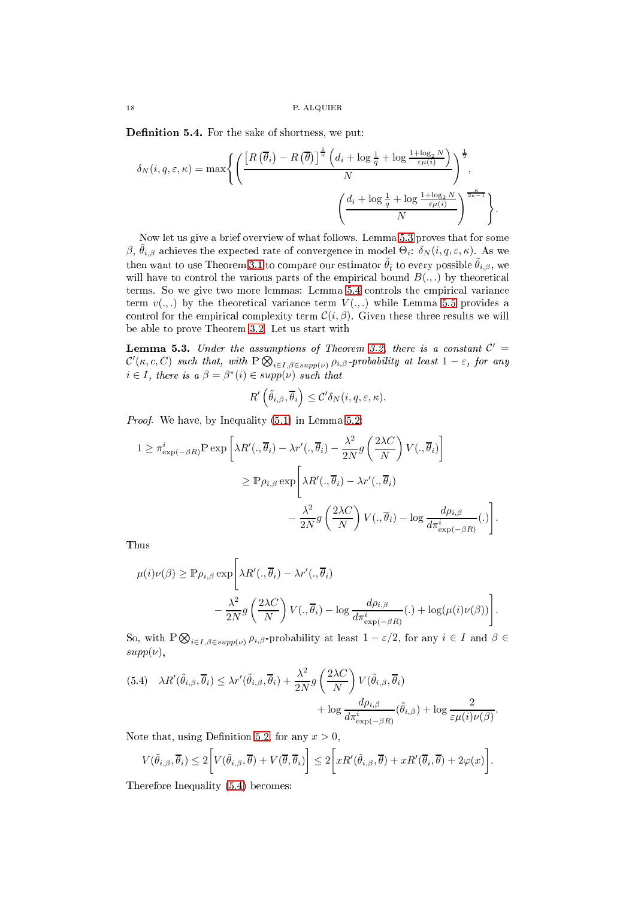**Definition 5.4.** For the sake of shortness, we put:

$$\delta_N(i,q,\varepsilon,\kappa) = \max\Bigg\{ \left( \frac{\left[R\left(\overline{\theta}_i\right) - R\left(\overline{\theta}\right)\right]^{\frac{1}{\kappa}} \left(d_i + \log\frac{1}{q} + \log\frac{1+\log_2 N}{\varepsilon\mu(i)}\right)}{N}\right)^{\frac{1}{2}}, \\ \left(\frac{d_i + \log\frac{1}{q} + \log\frac{1+\log_2 N}{\varepsilon\mu(i)}}{N}\right)^{\frac{\kappa}{2\kappa-1}}\Bigg\}.$$

Now let us give a brief overview of what follows. Lemma 5.3 proves that for some $\beta$, $\tilde{\theta}_{i,\beta}$ achieves the expected rate of convergence in model $\Theta_i$: $\delta_N(i,q,\varepsilon,\kappa)$. As we then want to use Theorem 3.1 to compare our estimator $\tilde{\theta}_{\hat{t}}$ to every possible $\tilde{\theta}_{i,\beta}$, we will have to control the various parts of the empirical bound $B(.,.)$ by theoretical terms. So we give two more lemmas: Lemma 5.4 controls the empirical variance term $v(.,.)$ by the theoretical variance term $V(.,.)$ while Lemma 5.5 provides a control for the empirical complexity term $\mathcal{C}(i,\beta)$. Given these three results we will be able to prove Theorem 3.2. Let us start with

**Lemma 5.3.** *Under the assumptions of Theorem 3.2, there is a constant $\mathcal{C}' = \mathcal{C}'(\kappa,c,C)$ such that, with $\mathbb{P}\bigotimes_{i\in I,\beta\in supp(\nu)}\rho_{i,\beta}$-probability at least $1-\varepsilon$, for any $i\in I$, there is a $\beta=\beta^*(i)\in supp(\nu)$ such that*

$$R'\left(\tilde{\theta}_{i,\beta},\overline{\theta}_i\right) \leq \mathcal{C}'\delta_N(i,q,\varepsilon,\kappa).$$

*Proof.* We have, by Inequality (5.1) in Lemma 5.2:

$$\begin{aligned}1 &\geq \pi^i_{\exp(-\beta R)}\mathbb{P}\exp\left[\lambda R'(.,\overline{\theta}_i) - \lambda r'(.,\overline{\theta}_i) - \frac{\lambda^2}{2N}g\left(\frac{2\lambda C}{N}\right)V(.,\overline{\theta}_i)\right] \\ &\geq \mathbb{P}\rho_{i,\beta}\exp\Bigg[\lambda R'(.,\overline{\theta}_i) - \lambda r'(.,\overline{\theta}_i) \\ &\qquad - \frac{\lambda^2}{2N}g\left(\frac{2\lambda C}{N}\right)V(.,\overline{\theta}_i) - \log\frac{d\rho_{i,\beta}}{d\pi^i_{\exp(-\beta R)}}(.)\Bigg].\end{aligned}$$

Thus

$$\begin{aligned}\mu(i)\nu(\beta) &\geq \mathbb{P}\rho_{i,\beta}\exp\Bigg[\lambda R'(.,\overline{\theta}_i) - \lambda r'(.,\overline{\theta}_i) \\ &\qquad - \frac{\lambda^2}{2N}g\left(\frac{2\lambda C}{N}\right)V(.,\overline{\theta}_i) - \log\frac{d\rho_{i,\beta}}{d\pi^i_{\exp(-\beta R)}}(.) + \log(\mu(i)\nu(\beta))\Bigg].\end{aligned}$$

So, with $\mathbb{P}\bigotimes_{i\in I,\beta\in supp(\nu)}\rho_{i,\beta}$-probability at least $1-\varepsilon/2$, for any $i\in I$ and $\beta\in supp(\nu)$,

$$(5.4)\quad \begin{aligned}\lambda R'(\tilde{\theta}_{i,\beta},\overline{\theta}_i) &\leq \lambda r'(\tilde{\theta}_{i,\beta},\overline{\theta}_i) + \frac{\lambda^2}{2N}g\left(\frac{2\lambda C}{N}\right)V(\tilde{\theta}_{i,\beta},\overline{\theta}_i) \\ &\qquad + \log\frac{d\rho_{i,\beta}}{d\pi^i_{\exp(-\beta R)}}(\tilde{\theta}_{i,\beta}) + \log\frac{2}{\varepsilon\mu(i)\nu(\beta)}.\end{aligned}$$

Note that, using Definition 5.2, for any $x>0$,

$$V(\tilde{\theta}_{i,\beta},\overline{\theta}_i) \leq 2\Big[V(\tilde{\theta}_{i,\beta},\overline{\theta}) + V(\overline{\theta},\overline{\theta}_i)\Big] \leq 2\Big[xR'(\tilde{\theta}_{i,\beta},\overline{\theta}) + xR'(\overline{\theta}_i,\overline{\theta}) + 2\varphi(x)\Big].$$

Therefore Inequality (5.4) becomes: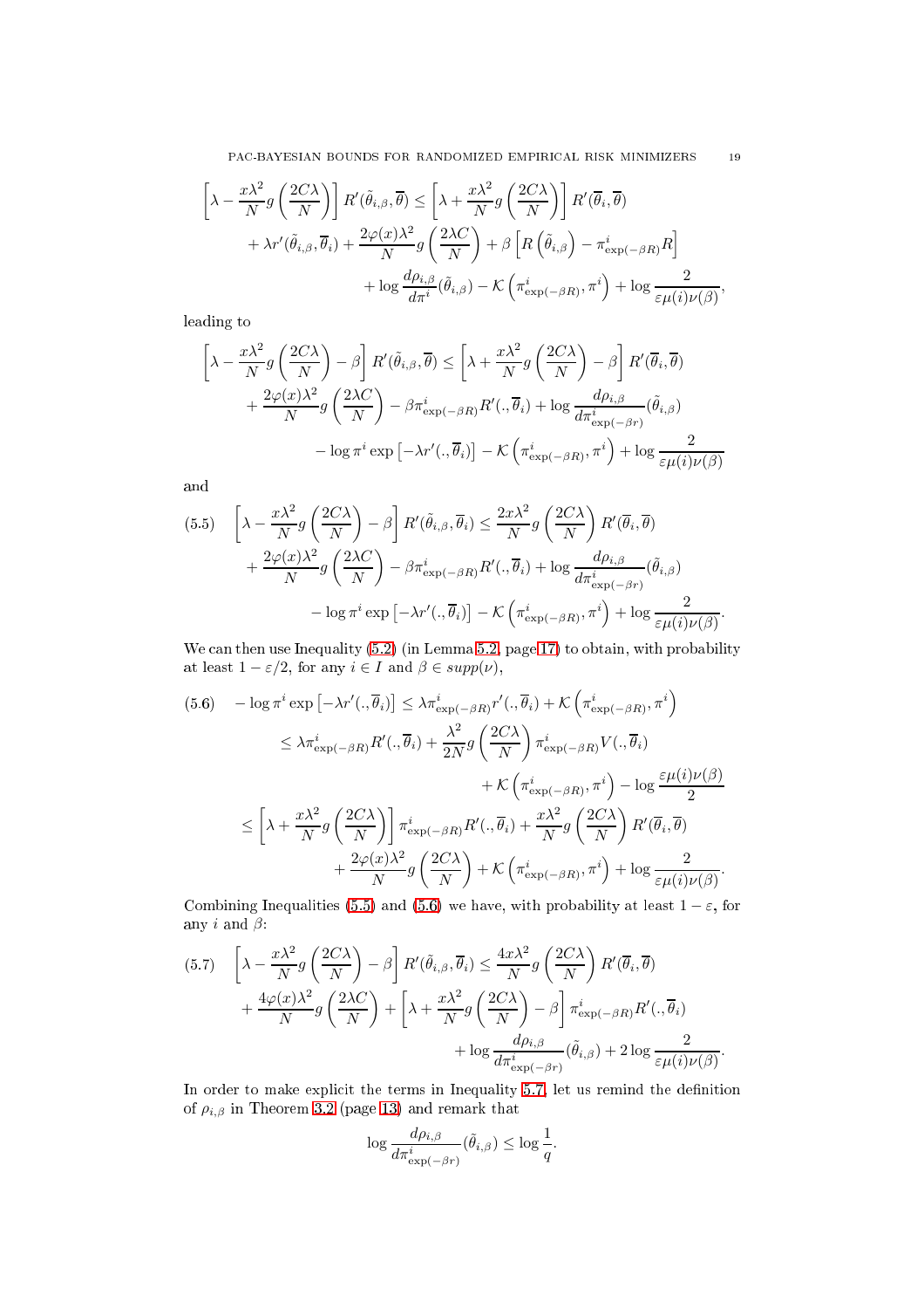$$
\begin{aligned}
\left[\lambda - \frac{x\lambda^2}{N} g\left(\frac{2C\lambda}{N}\right)\right] R'(\tilde{\theta}_{i,\beta}, \overline{\theta}) &\leq \left[\lambda + \frac{x\lambda^2}{N} g\left(\frac{2C\lambda}{N}\right)\right] R'(\overline{\theta}_i, \overline{\theta}) \\
&+ \lambda r'(\tilde{\theta}_{i,\beta}, \overline{\theta}_i) + \frac{2\varphi(x)\lambda^2}{N} g\left(\frac{2\lambda C}{N}\right) + \beta\left[R\left(\tilde{\theta}_{i,\beta}\right) - \pi^i_{\exp(-\beta R)} R\right] \\
&+ \log \frac{d\rho_{i,\beta}}{d\pi^i}(\tilde{\theta}_{i,\beta}) - \mathcal{K}\left(\pi^i_{\exp(-\beta R)}, \pi^i\right) + \log \frac{2}{\varepsilon \mu(i) \nu(\beta)},
\end{aligned}
$$

leading to

$$
\begin{aligned}
\left[\lambda - \frac{x\lambda^2}{N} g\left(\frac{2C\lambda}{N}\right) - \beta\right] R'(\tilde{\theta}_{i,\beta}, \overline{\theta}) &\leq \left[\lambda + \frac{x\lambda^2}{N} g\left(\frac{2C\lambda}{N}\right) - \beta\right] R'(\overline{\theta}_i, \overline{\theta}) \\
&+ \frac{2\varphi(x)\lambda^2}{N} g\left(\frac{2\lambda C}{N}\right) - \beta \pi^i_{\exp(-\beta R)} R'(., \overline{\theta}_i) + \log \frac{d\rho_{i,\beta}}{d\pi^i_{\exp(-\beta r)}}(\tilde{\theta}_{i,\beta}) \\
&- \log \pi^i \exp\left[-\lambda r'(., \overline{\theta}_i)\right] - \mathcal{K}\left(\pi^i_{\exp(-\beta R)}, \pi^i\right) + \log \frac{2}{\varepsilon \mu(i) \nu(\beta)}
\end{aligned}
$$

and

$$
\begin{aligned}
(5.5) \quad \left[\lambda - \frac{x\lambda^2}{N} g\left(\frac{2C\lambda}{N}\right) - \beta\right] R'(\tilde{\theta}_{i,\beta}, \overline{\theta}_i) &\leq \frac{2x\lambda^2}{N} g\left(\frac{2C\lambda}{N}\right) R'(\overline{\theta}_i, \overline{\theta}) \\
&+ \frac{2\varphi(x)\lambda^2}{N} g\left(\frac{2\lambda C}{N}\right) - \beta \pi^i_{\exp(-\beta R)} R'(., \overline{\theta}_i) + \log \frac{d\rho_{i,\beta}}{d\pi^i_{\exp(-\beta r)}}(\tilde{\theta}_{i,\beta}) \\
&- \log \pi^i \exp\left[-\lambda r'(., \overline{\theta}_i)\right] - \mathcal{K}\left(\pi^i_{\exp(-\beta R)}, \pi^i\right) + \log \frac{2}{\varepsilon \mu(i) \nu(\beta)}.
\end{aligned}
$$

We can then use Inequality (5.2) (in Lemma 5.2, page 17) to obtain, with probability at least $1 - \varepsilon/2$, for any $i \in I$ and $\beta \in supp(\nu)$,

$$
\begin{aligned}
(5.6) \quad -\log \pi^i \exp\left[-\lambda r'(., \overline{\theta}_i)\right] &\leq \lambda \pi^i_{\exp(-\beta R)} r'(., \overline{\theta}_i) + \mathcal{K}\left(\pi^i_{\exp(-\beta R)}, \pi^i\right) \\
&\leq \lambda \pi^i_{\exp(-\beta R)} R'(., \overline{\theta}_i) + \frac{\lambda^2}{2N} g\left(\frac{2C\lambda}{N}\right) \pi^i_{\exp(-\beta R)} V(., \overline{\theta}_i) \\
&\qquad + \mathcal{K}\left(\pi^i_{\exp(-\beta R)}, \pi^i\right) - \log \frac{\varepsilon \mu(i) \nu(\beta)}{2} \\
&\leq \left[\lambda + \frac{x\lambda^2}{N} g\left(\frac{2C\lambda}{N}\right)\right] \pi^i_{\exp(-\beta R)} R'(., \overline{\theta}_i) + \frac{x\lambda^2}{N} g\left(\frac{2C\lambda}{N}\right) R'(\overline{\theta}_i, \overline{\theta}) \\
&\qquad + \frac{2\varphi(x)\lambda^2}{N} g\left(\frac{2C\lambda}{N}\right) + \mathcal{K}\left(\pi^i_{\exp(-\beta R)}, \pi^i\right) + \log \frac{2}{\varepsilon \mu(i) \nu(\beta)}.
\end{aligned}
$$

Combining Inequalities (5.5) and (5.6) we have, with probability at least $1 - \varepsilon$, for any $i$ and $\beta$:

$$
\begin{aligned}
(5.7) \quad \left[\lambda - \frac{x\lambda^2}{N} g\left(\frac{2C\lambda}{N}\right) - \beta\right] R'(\tilde{\theta}_{i,\beta}, \overline{\theta}_i) &\leq \frac{4x\lambda^2}{N} g\left(\frac{2C\lambda}{N}\right) R'(\overline{\theta}_i, \overline{\theta}) \\
&+ \frac{4\varphi(x)\lambda^2}{N} g\left(\frac{2\lambda C}{N}\right) + \left[\lambda + \frac{x\lambda^2}{N} g\left(\frac{2C\lambda}{N}\right) - \beta\right] \pi^i_{\exp(-\beta R)} R'(., \overline{\theta}_i) \\
&+ \log \frac{d\rho_{i,\beta}}{d\pi^i_{\exp(-\beta r)}}(\tilde{\theta}_{i,\beta}) + 2 \log \frac{2}{\varepsilon \mu(i) \nu(\beta)}.
\end{aligned}
$$

In order to make explicit the terms in Inequality 5.7, let us remind the definition of $\rho_{i,\beta}$ in Theorem 3.2 (page 13) and remark that

$$
\log \frac{d\rho_{i,\beta}}{d\pi^i_{\exp(-\beta r)}}(\tilde{\theta}_{i,\beta}) \leq \log \frac{1}{q}.
$$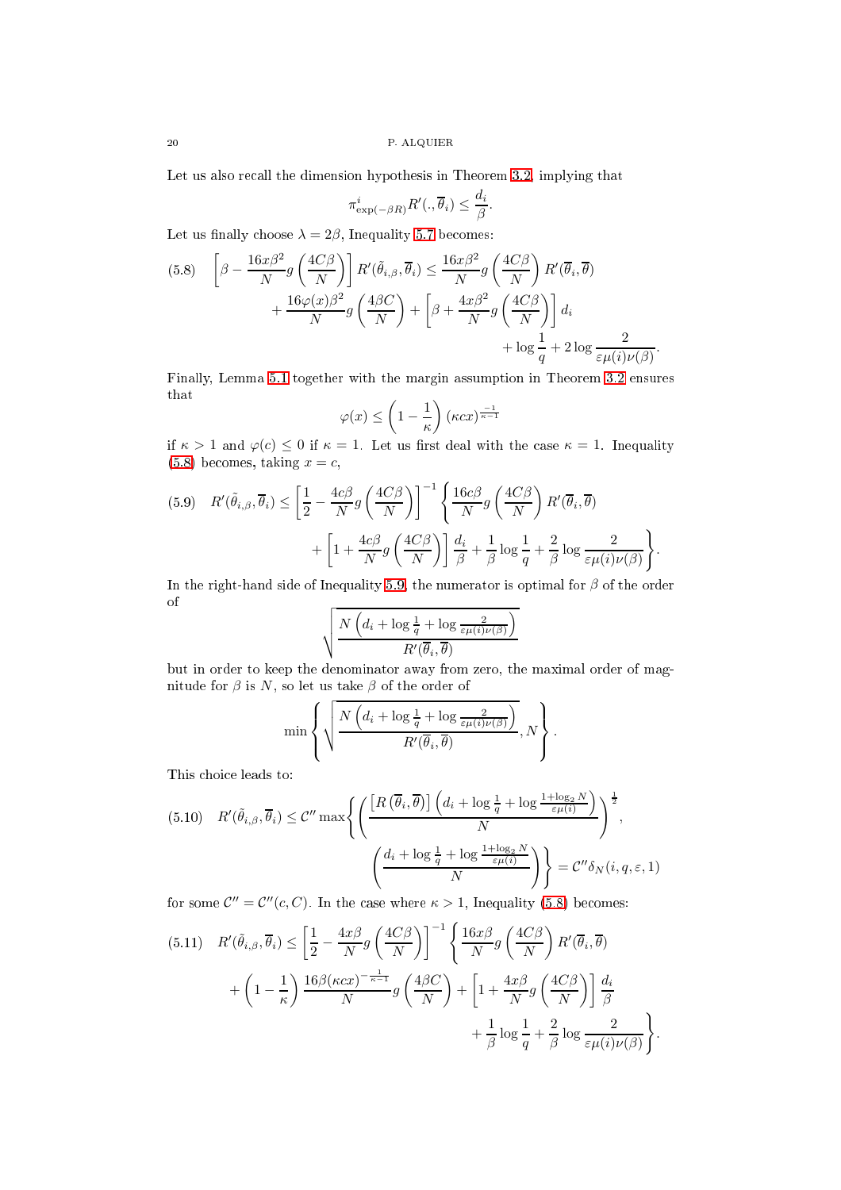Let us also recall the dimension hypothesis in Theorem 3.2, implying that

$$\pi^i_{\exp(-\beta R)} R'(.,\overline{\theta}_i) \leq \frac{d_i}{\beta}.$$

Let us finally choose $\lambda = 2\beta$, Inequality 5.7 becomes:

$$\left[\beta - \frac{16x\beta^2}{N} g\left(\frac{4C\beta}{N}\right)\right] R'(\tilde{\theta}_{i,\beta},\overline{\theta}_i) \leq \frac{16x\beta^2}{N} g\left(\frac{4C\beta}{N}\right) R'(\overline{\theta}_i,\overline{\theta}) + \frac{16\varphi(x)\beta^2}{N} g\left(\frac{4\beta C}{N}\right) + \left[\beta + \frac{4x\beta^2}{N} g\left(\frac{4C\beta}{N}\right)\right] d_i + \log\frac{1}{q} + 2\log\frac{2}{\varepsilon\mu(i)\nu(\beta)}. \tag{5.8}$$

Finally, Lemma 5.1 together with the margin assumption in Theorem 3.2 ensures that

$$\varphi(x) \leq \left(1 - \frac{1}{\kappa}\right)(\kappa c x)^{\frac{-1}{\kappa - 1}}$$

if $\kappa > 1$ and $\varphi(c) \leq 0$ if $\kappa = 1$. Let us first deal with the case $\kappa = 1$. Inequality (5.8) becomes, taking $x = c$,

$$R'(\tilde{\theta}_{i,\beta},\overline{\theta}_i) \leq \left[\frac{1}{2} - \frac{4c\beta}{N} g\left(\frac{4C\beta}{N}\right)\right]^{-1} \left\{\frac{16c\beta}{N} g\left(\frac{4C\beta}{N}\right) R'(\overline{\theta}_i,\overline{\theta}) + \left[1 + \frac{4c\beta}{N} g\left(\frac{4C\beta}{N}\right)\right]\frac{d_i}{\beta} + \frac{1}{\beta}\log\frac{1}{q} + \frac{2}{\beta}\log\frac{2}{\varepsilon\mu(i)\nu(\beta)}\right\}. \tag{5.9}$$

In the right-hand side of Inequality 5.9, the numerator is optimal for $\beta$ of the order of

$$\sqrt{\frac{N\left(d_i + \log\frac{1}{q} + \log\frac{2}{\varepsilon\mu(i)\nu(\beta)}\right)}{R'(\overline{\theta}_i,\overline{\theta})}}$$

but in order to keep the denominator away from zero, the maximal order of magnitude for $\beta$ is $N$, so let us take $\beta$ of the order of

$$\min\left\{\sqrt{\frac{N\left(d_i + \log\frac{1}{q} + \log\frac{2}{\varepsilon\mu(i)\nu(\beta)}\right)}{R'(\overline{\theta}_i,\overline{\theta})}}, N\right\}.$$

This choice leads to:

$$R'(\tilde{\theta}_{i,\beta},\overline{\theta}_i) \leq \mathcal{C}'' \max\left\{\left(\frac{\left[R\left(\overline{\theta}_i,\overline{\theta}\right)\right]\left(d_i + \log\frac{1}{q} + \log\frac{1+\log_2 N}{\varepsilon\mu(i)}\right)}{N}\right)^{\frac{1}{2}}, \left(\frac{d_i + \log\frac{1}{q} + \log\frac{1+\log_2 N}{\varepsilon\mu(i)}}{N}\right)\right\} = \mathcal{C}''\delta_N(i,q,\varepsilon,1) \tag{5.10}$$

for some $\mathcal{C}'' = \mathcal{C}''(c, C)$. In the case where $\kappa > 1$, Inequality (5.8) becomes:

$$R'(\tilde{\theta}_{i,\beta},\overline{\theta}_i) \leq \left[\frac{1}{2} - \frac{4x\beta}{N} g\left(\frac{4C\beta}{N}\right)\right]^{-1} \left\{\frac{16x\beta}{N} g\left(\frac{4C\beta}{N}\right) R'(\overline{\theta}_i,\overline{\theta}) + \left(1 - \frac{1}{\kappa}\right)\frac{16\beta(\kappa c x)^{-\frac{1}{\kappa-1}}}{N} g\left(\frac{4\beta C}{N}\right) + \left[1 + \frac{4x\beta}{N} g\left(\frac{4C\beta}{N}\right)\right]\frac{d_i}{\beta} + \frac{1}{\beta}\log\frac{1}{q} + \frac{2}{\beta}\log\frac{2}{\varepsilon\mu(i)\nu(\beta)}\right\}. \tag{5.11}$$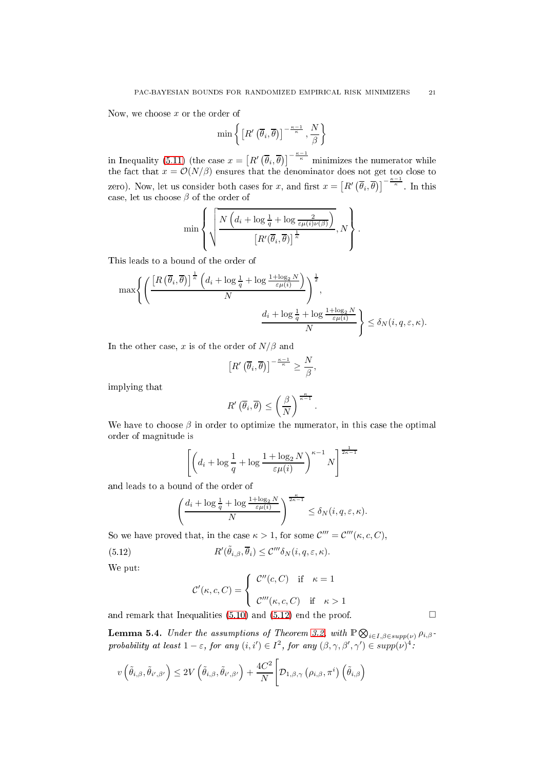Now, we choose $x$ or the order of

$$\min\left\{\left[R'\left(\overline{\theta}_i,\overline{\theta}\right)\right]^{-\frac{\kappa-1}{\kappa}},\frac{N}{\beta}\right\}$$

in Inequality (5.11) (the case $x=\left[R'\left(\overline{\theta}_i,\overline{\theta}\right)\right]^{-\frac{\kappa-1}{\kappa}}$ minimizes the numerator while the fact that $x=\mathcal{O}(N/\beta)$ ensures that the denominator does not get too close to zero). Now, let us consider both cases for $x$, and first $x=\left[R'\left(\overline{\theta}_i,\overline{\theta}\right)\right]^{-\frac{\kappa-1}{\kappa}}$. In this case, let us choose $\beta$ of the order of

$$\min\left\{\sqrt{\frac{N\left(d_i+\log\frac{1}{q}+\log\frac{2}{\varepsilon\mu(i)\nu(\beta)}\right)}{\left[R'(\overline{\theta}_i,\overline{\theta})\right]^{\frac{1}{\kappa}}}},N\right\}.$$

This leads to a bound of the order of

$$\max\left\{\left(\frac{\left[R\left(\overline{\theta}_i,\overline{\theta}\right)\right]^{\frac{1}{\kappa}}\left(d_i+\log\frac{1}{q}+\log\frac{1+\log_2 N}{\varepsilon\mu(i)}\right)}{N}\right)^{\frac{1}{2}},\right.$$
$$\left.\frac{d_i+\log\frac{1}{q}+\log\frac{1+\log_2 N}{\varepsilon\mu(i)}}{N}\right\}\leq\delta_N(i,q,\varepsilon,\kappa).$$

In the other case, $x$ is of the order of $N/\beta$ and

$$\left[R'\left(\overline{\theta}_i,\overline{\theta}\right)\right]^{-\frac{\kappa-1}{\kappa}}\geq\frac{N}{\beta},$$

implying that

$$R'\left(\overline{\theta}_i,\overline{\theta}\right)\leq\left(\frac{\beta}{N}\right)^{\frac{\kappa}{\kappa-1}}.$$

We have to choose $\beta$ in order to optimize the numerator, in this case the optimal order of magnitude is

$$\left[\left(d_i+\log\frac{1}{q}+\log\frac{1+\log_2 N}{\varepsilon\mu(i)}\right)^{\kappa-1}N\right]^{\frac{1}{2\kappa-1}}$$

and leads to a bound of the order of

$$\left(\frac{d_i+\log\frac{1}{q}+\log\frac{1+\log_2 N}{\varepsilon\mu(i)}}{N}\right)^{\frac{\kappa}{2\kappa-1}}\leq\delta_N(i,q,\varepsilon,\kappa).$$

So we have proved that, in the case $\kappa>1$, for some $\mathcal{C}'''=\mathcal{C}'''(\kappa,c,C)$,

$$R'(\tilde{\theta}_{i,\beta},\overline{\theta}_i)\leq\mathcal{C}'''\delta_N(i,q,\varepsilon,\kappa). \tag{5.12}$$

We put:

$$\mathcal{C}'(\kappa,c,C)=\begin{cases}\mathcal{C}''(c,C) & \text{if} \quad \kappa=1\\ \mathcal{C}'''(\kappa,c,C) & \text{if} \quad \kappa>1\end{cases}$$

and remark that Inequalities (5.10) and (5.12) end the proof. □

**Lemma 5.4.** *Under the assumptions of Theorem 3.2, with $\mathbb{P}\bigotimes_{i\in I,\beta\in supp(\nu)}\rho_{i,\beta}$-probability at least $1-\varepsilon$, for any $(i,i')\in I^2$, for any $(\beta,\gamma,\beta',\gamma')\in supp(\nu)^4$:*

$$v\left(\tilde{\theta}_{i,\beta},\tilde{\theta}_{i',\beta'}\right)\leq 2V\left(\tilde{\theta}_{i,\beta},\tilde{\theta}_{i',\beta'}\right)+\frac{4C^2}{N}\left[\mathcal{D}_{1,\beta,\gamma}\left(\rho_{i,\beta},\pi^i\right)\left(\tilde{\theta}_{i,\beta}\right)\right.$$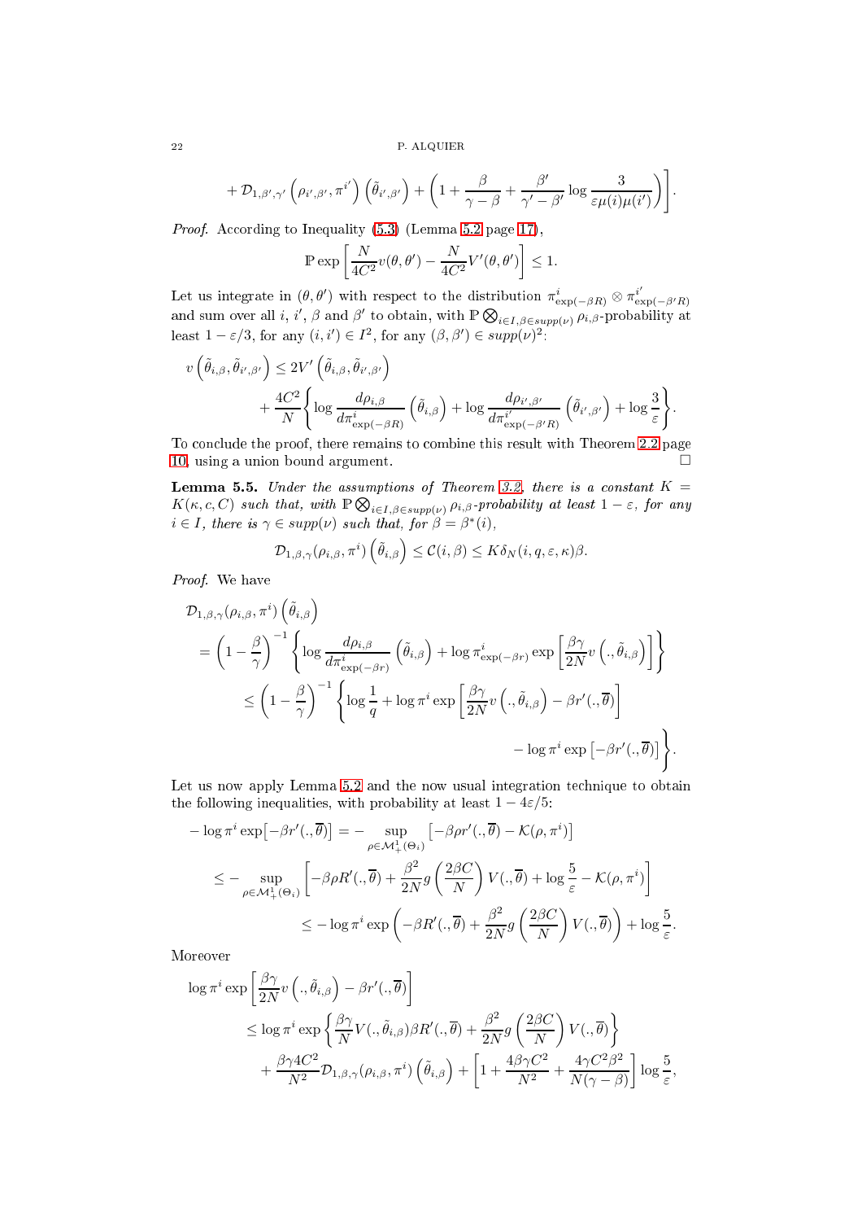$$+ \mathcal{D}_{1,\beta',\gamma'}\left(\rho_{i',\beta'}, \pi^{i'}\right)\left(\tilde{\theta}_{i',\beta'}\right) + \left(1 + \frac{\beta}{\gamma - \beta} + \frac{\beta'}{\gamma' - \beta'} \log \frac{3}{\varepsilon \mu(i) \mu(i')}\right)\Bigg].$$

*Proof.* According to Inequality (5.3) (Lemma 5.2 page 17),

$$\mathbb{P} \exp\left[\frac{N}{4C^2} v(\theta, \theta') - \frac{N}{4C^2} V'(\theta, \theta')\right] \leq 1.$$

Let us integrate in $(\theta, \theta')$ with respect to the distribution $\pi^i_{\exp(-\beta R)} \otimes \pi^{i'}_{\exp(-\beta' R)}$ and sum over all $i$, $i'$, $\beta$ and $\beta'$ to obtain, with $\mathbb{P} \bigotimes_{i \in I, \beta \in supp(\nu)} \rho_{i,\beta}$-probability at least $1 - \varepsilon/3$, for any $(i, i') \in I^2$, for any $(\beta, \beta') \in supp(\nu)^2$:

$$v\left(\tilde{\theta}_{i,\beta}, \tilde{\theta}_{i',\beta'}\right) \leq 2V'\left(\tilde{\theta}_{i,\beta}, \tilde{\theta}_{i',\beta'}\right) + \frac{4C^2}{N}\left\{\log \frac{d\rho_{i,\beta}}{d\pi^i_{\exp(-\beta R)}}\left(\tilde{\theta}_{i,\beta}\right) + \log \frac{d\rho_{i',\beta'}}{d\pi^{i'}_{\exp(-\beta' R)}}\left(\tilde{\theta}_{i',\beta'}\right) + \log \frac{3}{\varepsilon}\right\}.$$

To conclude the proof, there remains to combine this result with Theorem 2.2 page 10, using a union bound argument. $\square$

**Lemma 5.5.** *Under the assumptions of Theorem 3.2, there is a constant $K = K(\kappa, c, C)$ such that, with $\mathbb{P} \bigotimes_{i \in I, \beta \in supp(\nu)} \rho_{i,\beta}$-probability at least $1 - \varepsilon$, for any $i \in I$, there is $\gamma \in supp(\nu)$ such that, for $\beta = \beta^*(i)$,*

$$\mathcal{D}_{1,\beta,\gamma}(\rho_{i,\beta}, \pi^i)\left(\tilde{\theta}_{i,\beta}\right) \leq \mathcal{C}(i, \beta) \leq K \delta_N(i, q, \varepsilon, \kappa)\beta.$$

*Proof.* We have

$$\begin{aligned}
&\mathcal{D}_{1,\beta,\gamma}(\rho_{i,\beta}, \pi^i)\left(\tilde{\theta}_{i,\beta}\right) \\
&= \left(1 - \frac{\beta}{\gamma}\right)^{-1}\left\{\log \frac{d\rho_{i,\beta}}{d\pi^i_{\exp(-\beta r)}}\left(\tilde{\theta}_{i,\beta}\right) + \log \pi^i_{\exp(-\beta r)} \exp\left[\frac{\beta\gamma}{2N} v\left(., \tilde{\theta}_{i,\beta}\right)\right]\right\} \\
&\leq \left(1 - \frac{\beta}{\gamma}\right)^{-1}\Bigg\{\log \frac{1}{q} + \log \pi^i \exp\left[\frac{\beta\gamma}{2N} v\left(., \tilde{\theta}_{i,\beta}\right) - \beta r'(., \overline{\theta})\right] \\
&\qquad\qquad - \log \pi^i \exp\left[-\beta r'(., \overline{\theta})\right]\Bigg\}.
\end{aligned}$$

Let us now apply Lemma 5.2 and the now usual integration technique to obtain the following inequalities, with probability at least $1 - 4\varepsilon/5$:

$$\begin{aligned}
-\log \pi^i \exp\left[-\beta r'(., \overline{\theta})\right] &= -\sup_{\rho \in \mathcal{M}^1_+(\Theta_i)}\left[-\beta\rho r'(., \overline{\theta}) - \mathcal{K}(\rho, \pi^i)\right] \\
&\leq -\sup_{\rho \in \mathcal{M}^1_+(\Theta_i)}\left[-\beta\rho R'(., \overline{\theta}) + \frac{\beta^2}{2N} g\left(\frac{2\beta C}{N}\right) V(., \overline{\theta}) + \log \frac{5}{\varepsilon} - \mathcal{K}(\rho, \pi^i)\right] \\
&\leq -\log \pi^i \exp\left(-\beta R'(., \overline{\theta}) + \frac{\beta^2}{2N} g\left(\frac{2\beta C}{N}\right) V(., \overline{\theta})\right) + \log \frac{5}{\varepsilon}.
\end{aligned}$$

Moreover

$$\begin{aligned}
&\log \pi^i \exp\left[\frac{\beta\gamma}{2N} v\left(., \tilde{\theta}_{i,\beta}\right) - \beta r'(., \overline{\theta})\right] \\
&\leq \log \pi^i \exp\left\{\frac{\beta\gamma}{N} V(., \tilde{\theta}_{i,\beta}) \beta R'(., \overline{\theta}) + \frac{\beta^2}{2N} g\left(\frac{2\beta C}{N}\right) V(., \overline{\theta})\right\} \\
&\quad + \frac{\beta\gamma 4C^2}{N^2} \mathcal{D}_{1,\beta,\gamma}(\rho_{i,\beta}, \pi^i)\left(\tilde{\theta}_{i,\beta}\right) + \left[1 + \frac{4\beta\gamma C^2}{N^2} + \frac{4\gamma C^2 \beta^2}{N(\gamma - \beta)}\right] \log \frac{5}{\varepsilon},
\end{aligned}$$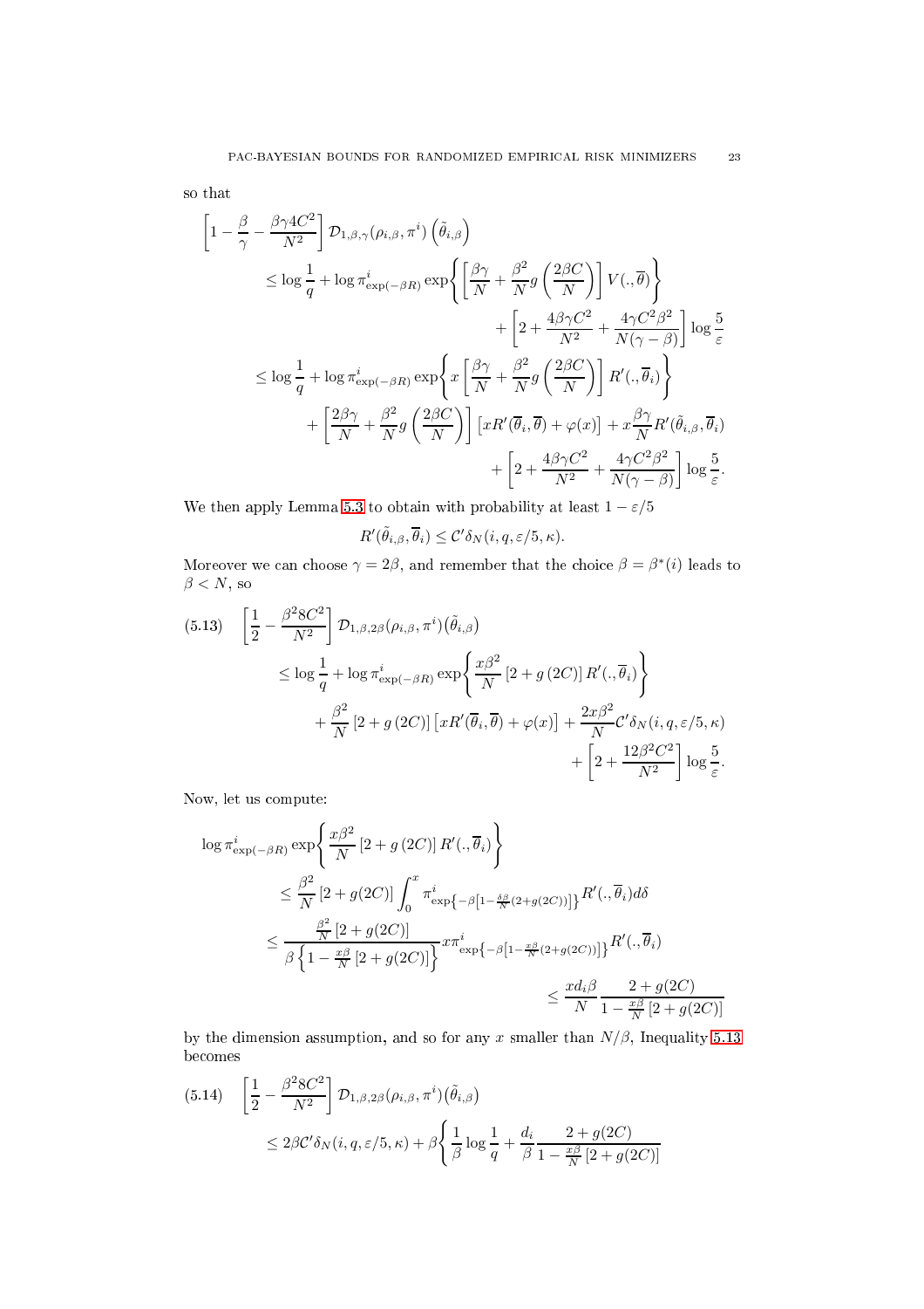so that

$$
\begin{aligned}
\left[1-\frac{\beta}{\gamma}-\frac{\beta\gamma 4C^2}{N^2}\right] & \mathcal{D}_{1,\beta,\gamma}(\rho_{i,\beta},\pi^i)\left(\tilde{\theta}_{i,\beta}\right) \\
& \leq \log\frac{1}{q} + \log \pi^i_{\exp(-\beta R)} \exp\left\{\left[\frac{\beta\gamma}{N}+\frac{\beta^2}{N}g\left(\frac{2\beta C}{N}\right)\right]V(.,\overline{\theta})\right\} \\
& \qquad + \left[2+\frac{4\beta\gamma C^2}{N^2}+\frac{4\gamma C^2\beta^2}{N(\gamma-\beta)}\right]\log\frac{5}{\varepsilon} \\
& \leq \log\frac{1}{q} + \log \pi^i_{\exp(-\beta R)} \exp\left\{x\left[\frac{\beta\gamma}{N}+\frac{\beta^2}{N}g\left(\frac{2\beta C}{N}\right)\right]R'(.,\overline{\theta}_i)\right\} \\
& \qquad + \left[\frac{2\beta\gamma}{N}+\frac{\beta^2}{N}g\left(\frac{2\beta C}{N}\right)\right]\left[xR'(\overline{\theta}_i,\overline{\theta})+\varphi(x)\right] + x\frac{\beta\gamma}{N}R'(\tilde{\theta}_{i,\beta},\overline{\theta}_i) \\
& \qquad + \left[2+\frac{4\beta\gamma C^2}{N^2}+\frac{4\gamma C^2\beta^2}{N(\gamma-\beta)}\right]\log\frac{5}{\varepsilon}.
\end{aligned}
$$

We then apply Lemma 5.3 to obtain with probability at least $1-\varepsilon/5$

$$
R'(\tilde{\theta}_{i,\beta},\overline{\theta}_i) \leq \mathcal{C}'\delta_N(i,q,\varepsilon/5,\kappa).
$$

Moreover we can choose $\gamma = 2\beta$, and remember that the choice $\beta = \beta^*(i)$ leads to $\beta < N$, so

$$
\begin{aligned}
(5.13)\quad \left[\frac{1}{2}-\frac{\beta^2 8C^2}{N^2}\right] & \mathcal{D}_{1,\beta,2\beta}(\rho_{i,\beta},\pi^i)\big(\tilde{\theta}_{i,\beta}\big) \\
& \leq \log\frac{1}{q} + \log \pi^i_{\exp(-\beta R)} \exp\left\{\frac{x\beta^2}{N}\left[2+g\left(2C\right)\right]R'(.,\overline{\theta}_i)\right\} \\
& \qquad + \frac{\beta^2}{N}\left[2+g\left(2C\right)\right]\left[xR'(\overline{\theta}_i,\overline{\theta})+\varphi(x)\right] + \frac{2x\beta^2}{N}\mathcal{C}'\delta_N(i,q,\varepsilon/5,\kappa) \\
& \qquad + \left[2+\frac{12\beta^2C^2}{N^2}\right]\log\frac{5}{\varepsilon}.
\end{aligned}
$$

Now, let us compute:

$$
\begin{aligned}
\log \pi^i_{\exp(-\beta R)} & \exp\left\{\frac{x\beta^2}{N}\left[2+g\left(2C\right)\right]R'(.,\overline{\theta}_i)\right\} \\
& \leq \frac{\beta^2}{N}\left[2+g(2C)\right]\int_0^x \pi^i_{\exp\left\{-\beta\left[1-\frac{\delta\beta}{N}(2+g(2C))\right]\right\}}R'(.,\overline{\theta}_i)d\delta \\
& \leq \frac{\frac{\beta^2}{N}\left[2+g(2C)\right]}{\beta\left\{1-\frac{x\beta}{N}\left[2+g(2C)\right]\right\}} x\pi^i_{\exp\left\{-\beta\left[1-\frac{x\beta}{N}(2+g(2C))\right]\right\}}R'(.,\overline{\theta}_i) \\
& \leq \frac{xd_i\beta}{N}\frac{2+g(2C)}{1-\frac{x\beta}{N}\left[2+g(2C)\right]}
\end{aligned}
$$

by the dimension assumption, and so for any $x$ smaller than $N/\beta$, Inequality 5.13 becomes

$$
\begin{aligned}
(5.14)\quad \left[\frac{1}{2}-\frac{\beta^2 8C^2}{N^2}\right] & \mathcal{D}_{1,\beta,2\beta}(\rho_{i,\beta},\pi^i)\big(\tilde{\theta}_{i,\beta}\big) \\
& \leq 2\beta\mathcal{C}'\delta_N(i,q,\varepsilon/5,\kappa) + \beta\left\{\frac{1}{\beta}\log\frac{1}{q} + \frac{d_i}{\beta}\frac{2+g(2C)}{1-\frac{x\beta}{N}\left[2+g(2C)\right]}\right.
\end{aligned}
$$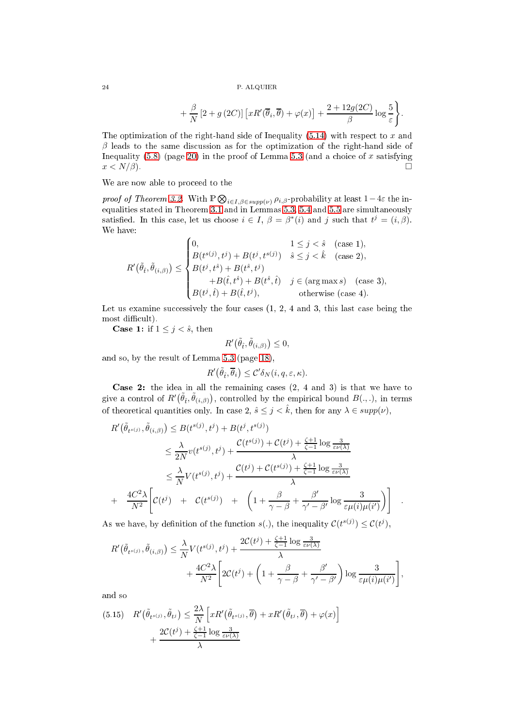$$+ \frac{\beta}{N}\left[2+g\left(2C\right)\right]\left[xR'(\overline{\theta}_i,\overline{\theta})+\varphi(x)\right]+\frac{2+12g(2C)}{\beta}\log\frac{5}{\varepsilon}\Bigg\}.$$

The optimization of the right-hand side of Inequality (5.14) with respect to $x$ and $\beta$ leads to the same discussion as for the optimization of the right-hand side of Inequality (5.8) (page 20) in the proof of Lemma 5.3 (and a choice of $x$ satisfying $x < N/\beta$). □

We are now able to proceed to the

*proof of Theorem 3.2.* With $\mathbb{P}\bigotimes_{i\in I,\beta\in supp(\nu)}\rho_{i,\beta}$-probability at least $1-4\varepsilon$ the inequalities stated in Theorem 3.1 and in Lemmas 5.3, 5.4 and 5.5 are simultaneously satisfied. In this case, let us choose $i\in I$, $\beta=\beta^*(i)$ and $j$ such that $t^j=(i,\beta)$. We have:

$$R'\big(\tilde{\theta}_{\hat{t}},\tilde{\theta}_{(i,\beta)}\big)\leq\begin{cases}0, & 1\leq j<\hat{s}\quad\text{(case 1)},\\ B(t^{s(j)},t^j)+B(t^j,t^{s(j)}) & \hat{s}\leq j<\hat{k}\quad\text{(case 2)},\\ B(t^j,t^{\hat{s}})+B(t^{\hat{s}},t^j) & \\ \quad +B(\hat{t},t^{\hat{s}})+B(t^{\hat{s}},\hat{t}) & j\in(\arg\max s)\quad\text{(case 3)},\\ B(t^j,\hat{t})+B(\hat{t},t^j), & \text{otherwise (case 4)}.\end{cases}$$

Let us examine successively the four cases (1, 2, 4 and 3, this last case being the most difficult).

**Case 1:** if $1\leq j<\hat{s}$, then

$$R'\big(\tilde{\theta}_{\hat{t}},\tilde{\theta}_{(i,\beta)}\big)\leq 0,$$

and so, by the result of Lemma 5.3 (page 18),

$$R'\big(\tilde{\theta}_{\hat{t}},\overline{\theta}_i\big)\leq\mathcal{C}'\delta_N(i,q,\varepsilon,\kappa).$$

**Case 2:** the idea in all the remaining cases (2, 4 and 3) is that we have to give a control of $R'\big(\tilde{\theta}_{\hat{t}},\tilde{\theta}_{(i,\beta)}\big)$, controlled by the empirical bound $B(.,.)$, in terms of theoretical quantities only. In case 2, $\hat{s}\leq j<\hat{k}$, then for any $\lambda\in supp(\nu)$,

$$\begin{aligned}R'\big(\tilde{\theta}_{t^{s(j)}},\tilde{\theta}_{(i,\beta)}\big)&\leq B(t^{s(j)},t^j)+B(t^j,t^{s(j)})\\&\leq\frac{\lambda}{2N}v(t^{s(j)},t^j)+\frac{\mathcal{C}(t^{s(j)})+\mathcal{C}(t^j)+\frac{\zeta+1}{\zeta-1}\log\frac{3}{\varepsilon\nu(\lambda)}}{\lambda}\\&\leq\frac{\lambda}{N}V(t^{s(j)},t^j)+\frac{\mathcal{C}(t^j)+\mathcal{C}(t^{s(j)})+\frac{\zeta+1}{\zeta-1}\log\frac{3}{\varepsilon\nu(\lambda)}}{\lambda}\\&+\quad\frac{4C^2\lambda}{N^2}\Bigg[\mathcal{C}(t^j)\quad+\quad\mathcal{C}(t^{s(j)})\quad+\quad\left(1+\frac{\beta}{\gamma-\beta}+\frac{\beta'}{\gamma'-\beta'}\log\frac{3}{\varepsilon\mu(i)\mu(i')}\right)\Bigg].\end{aligned}$$

As we have, by definition of the function $s(.)$, the inequality $\mathcal{C}(t^{s(j)})\leq\mathcal{C}(t^j)$,

$$\begin{aligned}R'\big(\tilde{\theta}_{t^{s(j)}},\tilde{\theta}_{(i,\beta)}\big)\leq\frac{\lambda}{N}V(t^{s(j)},t^j)&+\frac{2\mathcal{C}(t^j)+\frac{\zeta+1}{\zeta-1}\log\frac{3}{\varepsilon\nu(\lambda)}}{\lambda}\\&+\frac{4C^2\lambda}{N^2}\Bigg[2\mathcal{C}(t^j)+\left(1+\frac{\beta}{\gamma-\beta}+\frac{\beta'}{\gamma'-\beta'}\right)\log\frac{3}{\varepsilon\mu(i)\mu(i')}\Bigg],\end{aligned}$$

and so

$$\begin{aligned}(5.15)\quad R'\big(\tilde{\theta}_{t^{s(j)}},\tilde{\theta}_{t^j}\big)\leq\frac{2\lambda}{N}\Big[xR'\big(\tilde{\theta}_{t^{s(j)}},\overline{\theta}\big)+xR'\big(\tilde{\theta}_{t^j},\overline{\theta}\big)+\varphi(x)\Big]\\+\frac{2\mathcal{C}(t^j)+\frac{\zeta+1}{\zeta-1}\log\frac{3}{\varepsilon\nu(\lambda)}}{\lambda}\end{aligned}$$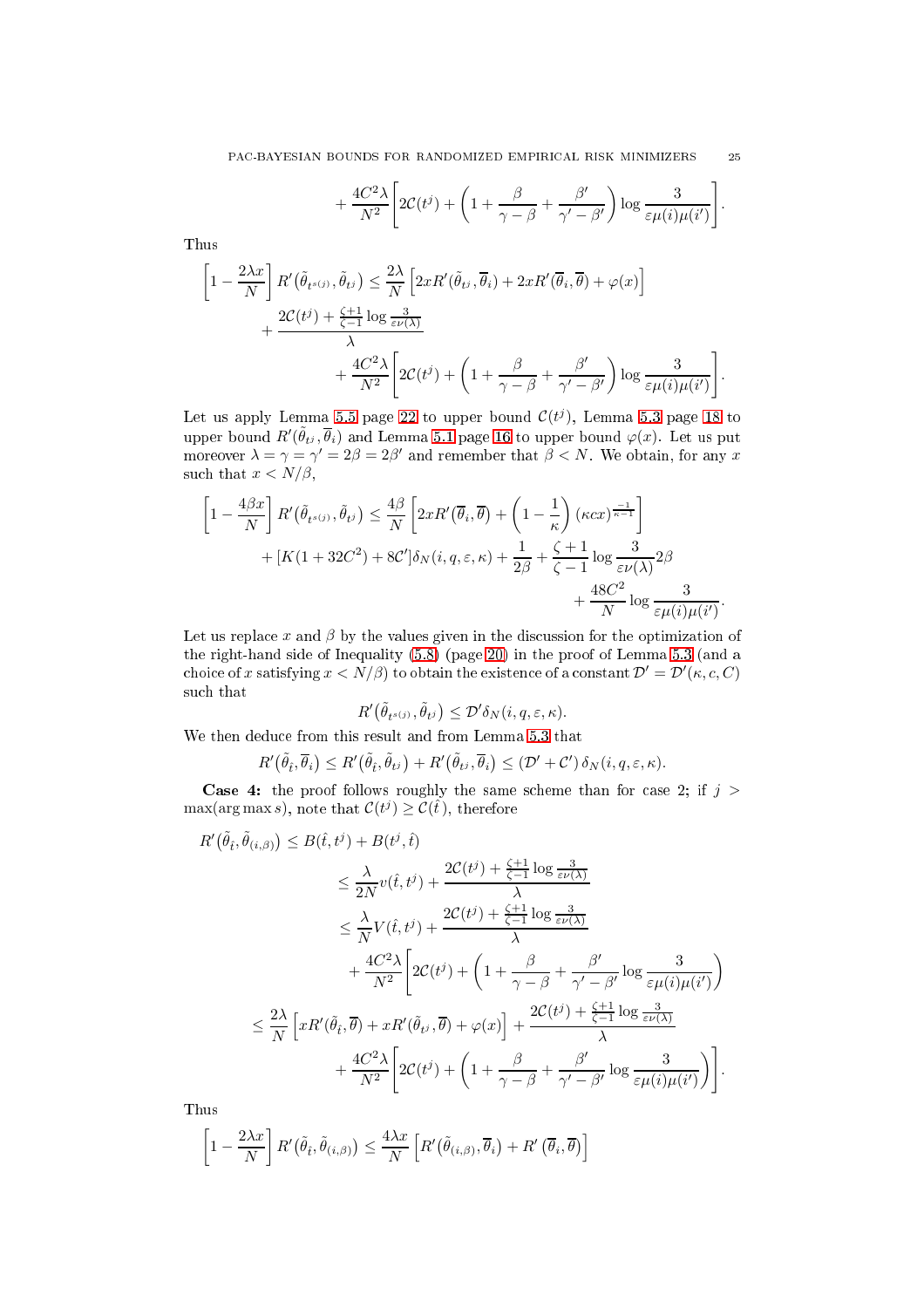$$
+ \frac{4C^2\lambda}{N^2}\left[2\mathcal{C}(t^j) + \left(1 + \frac{\beta}{\gamma-\beta} + \frac{\beta'}{\gamma'-\beta'}\right)\log\frac{3}{\varepsilon\mu(i)\mu(i')}\right].
$$

Thus

$$
\left[1 - \frac{2\lambda x}{N}\right] R'\big(\tilde\theta_{t^{s(j)}}, \tilde\theta_{t^j}\big) \leq \frac{2\lambda}{N}\left[2xR'(\tilde\theta_{t^j}, \overline\theta_i) + 2xR'(\overline\theta_i, \overline\theta) + \varphi(x)\right]
+ \frac{2\mathcal{C}(t^j) + \frac{\zeta+1}{\zeta-1}\log\frac{3}{\varepsilon\nu(\lambda)}}{\lambda}
+ \frac{4C^2\lambda}{N^2}\left[2\mathcal{C}(t^j) + \left(1 + \frac{\beta}{\gamma-\beta} + \frac{\beta'}{\gamma'-\beta'}\right)\log\frac{3}{\varepsilon\mu(i)\mu(i')}\right].
$$

Let us apply Lemma 5.5 page 22 to upper bound $\mathcal{C}(t^j)$, Lemma 5.3 page 18 to upper bound $R'(\tilde\theta_{t^j}, \overline\theta_i)$ and Lemma 5.1 page 16 to upper bound $\varphi(x)$. Let us put moreover $\lambda = \gamma = \gamma' = 2\beta = 2\beta'$ and remember that $\beta < N$. We obtain, for any $x$ such that $x < N/\beta$,

$$
\left[1 - \frac{4\beta x}{N}\right] R'\big(\tilde\theta_{t^{s(j)}}, \tilde\theta_{t^j}\big) \leq \frac{4\beta}{N}\left[2xR'(\overline\theta_i, \overline\theta) + \left(1 - \frac{1}{\kappa}\right)(\kappa c x)^{\frac{-1}{\kappa-1}}\right]
+ [K(1+32C^2) + 8\mathcal{C}']\delta_N(i,q,\varepsilon,\kappa) + \frac{1}{2\beta} + \frac{\zeta+1}{\zeta-1}\log\frac{3}{\varepsilon\nu(\lambda)}2\beta
+ \frac{48C^2}{N}\log\frac{3}{\varepsilon\mu(i)\mu(i')}.
$$

Let us replace $x$ and $\beta$ by the values given in the discussion for the optimization of the right-hand side of Inequality (5.8) (page 20) in the proof of Lemma 5.3 (and a choice of $x$ satisfying $x < N/\beta$) to obtain the existence of a constant $\mathcal{D}' = \mathcal{D}'(\kappa, c, C)$ such that

$$
R'\big(\tilde\theta_{t^{s(j)}}, \tilde\theta_{t^j}\big) \leq \mathcal{D}'\delta_N(i,q,\varepsilon,\kappa).
$$

We then deduce from this result and from Lemma 5.3 that

$$
R'\big(\tilde\theta_{\hat t}, \overline\theta_i\big) \leq R'\big(\tilde\theta_{\hat t}, \tilde\theta_{t^j}\big) + R'\big(\tilde\theta_{t^j}, \overline\theta_i\big) \leq (\mathcal{D}' + \mathcal{C}')\,\delta_N(i,q,\varepsilon,\kappa).
$$

**Case 4:** the proof follows roughly the same scheme than for case 2; if $j > \max(\arg\max s)$, note that $\mathcal{C}(t^j) \geq \mathcal{C}(\hat t)$, therefore

$$
\begin{aligned}
R'\big(\tilde\theta_{\hat t}, \tilde\theta_{(i,\beta)}\big) &\leq B(\hat t, t^j) + B(t^j, \hat t) \\
&\leq \frac{\lambda}{2N}v(\hat t, t^j) + \frac{2\mathcal{C}(t^j) + \frac{\zeta+1}{\zeta-1}\log\frac{3}{\varepsilon\nu(\lambda)}}{\lambda} \\
&\leq \frac{\lambda}{N}V(\hat t, t^j) + \frac{2\mathcal{C}(t^j) + \frac{\zeta+1}{\zeta-1}\log\frac{3}{\varepsilon\nu(\lambda)}}{\lambda} \\
&\qquad + \frac{4C^2\lambda}{N^2}\left[2\mathcal{C}(t^j) + \left(1 + \frac{\beta}{\gamma-\beta} + \frac{\beta'}{\gamma'-\beta'}\log\frac{3}{\varepsilon\mu(i)\mu(i')}\right)\right. \\
&\leq \frac{2\lambda}{N}\left[xR'(\tilde\theta_{\hat t}, \overline\theta) + xR'(\tilde\theta_{t^j}, \overline\theta) + \varphi(x)\right] + \frac{2\mathcal{C}(t^j) + \frac{\zeta+1}{\zeta-1}\log\frac{3}{\varepsilon\nu(\lambda)}}{\lambda} \\
&\qquad + \frac{4C^2\lambda}{N^2}\left[2\mathcal{C}(t^j) + \left(1 + \frac{\beta}{\gamma-\beta} + \frac{\beta'}{\gamma'-\beta'}\log\frac{3}{\varepsilon\mu(i)\mu(i')}\right)\right].
\end{aligned}
$$

Thus

$$
\left[1 - \frac{2\lambda x}{N}\right] R'\big(\tilde\theta_{\hat t}, \tilde\theta_{(i,\beta)}\big) \leq \frac{4\lambda x}{N}\left[R'\big(\tilde\theta_{(i,\beta)}, \overline\theta_i\big) + R'\left(\overline\theta_i, \overline\theta\right)\right]
$$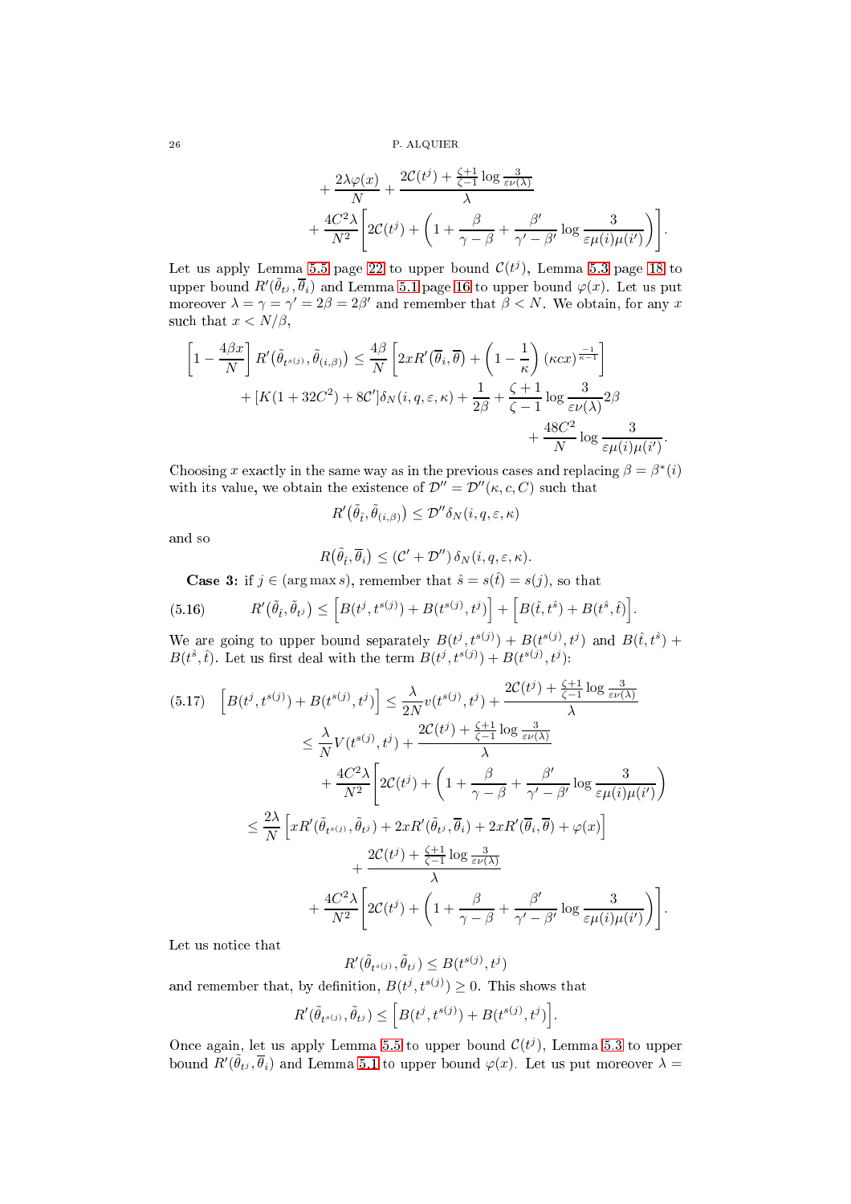$$+ \frac{2\lambda\varphi(x)}{N} + \frac{2\mathcal{C}(t^j) + \frac{\zeta+1}{\zeta-1}\log\frac{3}{\varepsilon\nu(\lambda)}}{\lambda}$$
$$+ \frac{4C^2\lambda}{N^2}\left[2\mathcal{C}(t^j) + \left(1 + \frac{\beta}{\gamma-\beta} + \frac{\beta'}{\gamma'-\beta'}\log\frac{3}{\varepsilon\mu(i)\mu(i')}\right)\right].$$

Let us apply Lemma 5.5 page 22 to upper bound $\mathcal{C}(t^j)$, Lemma 5.3 page 18 to upper bound $R'(\tilde{\theta}_{t^j}, \overline{\theta}_i)$ and Lemma 5.1 page 16 to upper bound $\varphi(x)$. Let us put moreover $\lambda = \gamma = \gamma' = 2\beta = 2\beta'$ and remember that $\beta < N$. We obtain, for any $x$ such that $x < N/\beta$,

$$\left[1 - \frac{4\beta x}{N}\right] R'\big(\tilde{\theta}_{t^{s(j)}}, \tilde{\theta}_{(i,\beta)}\big) \leq \frac{4\beta}{N}\left[2xR'\big(\overline{\theta}_i, \overline{\theta}\big) + \left(1 - \frac{1}{\kappa}\right)(\kappa c x)^{\frac{-1}{\kappa-1}}\right]$$
$$+ [K(1+32C^2) + 8\mathcal{C}']\delta_N(i,q,\varepsilon,\kappa) + \frac{1}{2\beta} + \frac{\zeta+1}{\zeta-1}\log\frac{3}{\varepsilon\nu(\lambda)}2\beta$$
$$+ \frac{48C^2}{N}\log\frac{3}{\varepsilon\mu(i)\mu(i')}.$$

Choosing $x$ exactly in the same way as in the previous cases and replacing $\beta = \beta^*(i)$ with its value, we obtain the existence of $\mathcal{D}'' = \mathcal{D}''(\kappa, c, C)$ such that

$$R'\big(\tilde{\theta}_{\hat{t}}, \tilde{\theta}_{(i,\beta)}\big) \leq \mathcal{D}''\delta_N(i,q,\varepsilon,\kappa)$$

and so

$$R\big(\tilde{\theta}_{\hat{t}}, \overline{\theta}_i\big) \leq (\mathcal{C}' + \mathcal{D}'')\,\delta_N(i,q,\varepsilon,\kappa).$$

**Case 3:** if $j \in (\arg\max s)$, remember that $\hat{s} = s(\hat{t}) = s(j)$, so that

$$R'\big(\tilde{\theta}_{\hat{t}}, \tilde{\theta}_{t^j}\big) \leq \Big[B(t^j, t^{s(j)}) + B(t^{s(j)}, t^j)\Big] + \Big[B(\hat{t}, t^{\hat{s}}) + B(t^{\hat{s}}, \hat{t})\Big]. \tag{5.16}$$

We are going to upper bound separately $B(t^j, t^{s(j)}) + B(t^{s(j)}, t^j)$ and $B(\hat{t}, t^{\hat{s}}) + B(t^{\hat{s}}, \hat{t})$. Let us first deal with the term $B(t^j, t^{s(j)}) + B(t^{s(j)}, t^j)$:

$$\Big[B(t^j, t^{s(j)}) + B(t^{s(j)}, t^j)\Big] \leq \frac{\lambda}{2N}v(t^{s(j)}, t^j) + \frac{2\mathcal{C}(t^j) + \frac{\zeta+1}{\zeta-1}\log\frac{3}{\varepsilon\nu(\lambda)}}{\lambda} \tag{5.17}$$
$$\leq \frac{\lambda}{N}V(t^{s(j)}, t^j) + \frac{2\mathcal{C}(t^j) + \frac{\zeta+1}{\zeta-1}\log\frac{3}{\varepsilon\nu(\lambda)}}{\lambda}$$
$$+ \frac{4C^2\lambda}{N^2}\left[2\mathcal{C}(t^j) + \left(1 + \frac{\beta}{\gamma-\beta} + \frac{\beta'}{\gamma'-\beta'}\log\frac{3}{\varepsilon\mu(i)\mu(i')}\right)\right.$$
$$\leq \frac{2\lambda}{N}\left[xR'(\tilde{\theta}_{t^{s(j)}}, \tilde{\theta}_{t^j}) + 2xR'(\tilde{\theta}_{t^j}, \overline{\theta}_i) + 2xR'(\overline{\theta}_i, \overline{\theta}) + \varphi(x)\right]$$
$$+ \frac{2\mathcal{C}(t^j) + \frac{\zeta+1}{\zeta-1}\log\frac{3}{\varepsilon\nu(\lambda)}}{\lambda}$$
$$+ \frac{4C^2\lambda}{N^2}\left[2\mathcal{C}(t^j) + \left(1 + \frac{\beta}{\gamma-\beta} + \frac{\beta'}{\gamma'-\beta'}\log\frac{3}{\varepsilon\mu(i)\mu(i')}\right)\right].$$

Let us notice that

$$R'(\tilde{\theta}_{t^{s(j)}}, \tilde{\theta}_{t^j}) \leq B(t^{s(j)}, t^j)$$

and remember that, by definition, $B(t^j, t^{s(j)}) \geq 0$. This shows that

$$R'(\tilde{\theta}_{t^{s(j)}}, \tilde{\theta}_{t^j}) \leq \Big[B(t^j, t^{s(j)}) + B(t^{s(j)}, t^j)\Big].$$

Once again, let us apply Lemma 5.5 to upper bound $\mathcal{C}(t^j)$, Lemma 5.3 to upper bound $R'(\tilde{\theta}_{t^j}, \overline{\theta}_i)$ and Lemma 5.1 to upper bound $\varphi(x)$. Let us put moreover $\lambda =$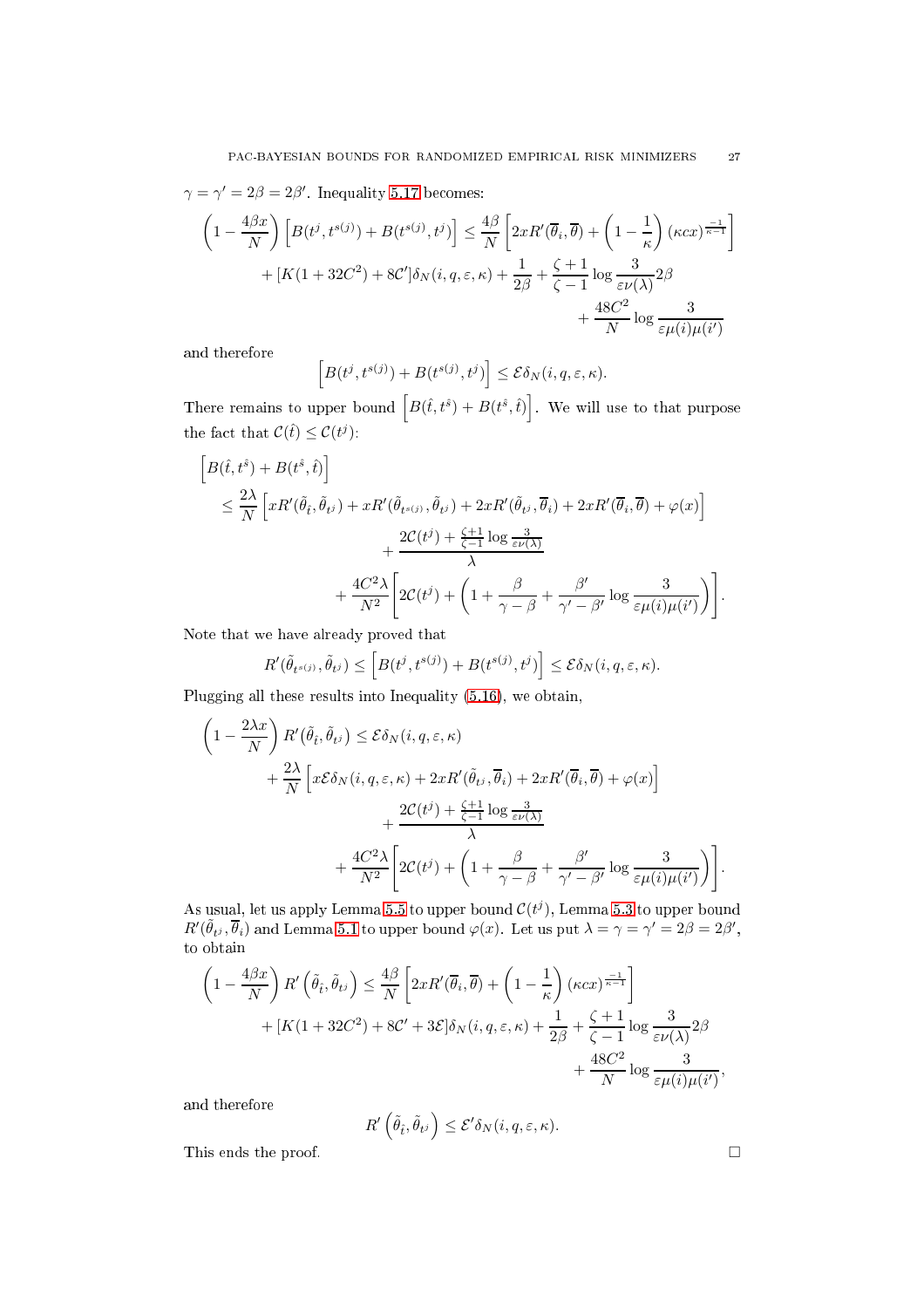$\gamma = \gamma' = 2\beta = 2\beta'$. Inequality 5.17 becomes:

$$\left(1 - \frac{4\beta x}{N}\right)\left[B(t^j, t^{s(j)}) + B(t^{s(j)}, t^j)\right] \leq \frac{4\beta}{N}\left[2xR'(\overline{\theta}_i, \overline{\theta}) + \left(1 - \frac{1}{\kappa}\right)(\kappa c x)^{\frac{-1}{\kappa-1}}\right]$$
$$+ [K(1+32C^2) + 8\mathcal{C}']\delta_N(i, q, \varepsilon, \kappa) + \frac{1}{2\beta} + \frac{\zeta+1}{\zeta-1}\log\frac{3}{\varepsilon\nu(\lambda)}2\beta$$
$$+ \frac{48C^2}{N}\log\frac{3}{\varepsilon\mu(i)\mu(i')}$$

and therefore

$$\left[B(t^j, t^{s(j)}) + B(t^{s(j)}, t^j)\right] \leq \mathcal{E}\delta_N(i, q, \varepsilon, \kappa).$$

There remains to upper bound $\left[B(\hat{t}, t^{\hat{s}}) + B(t^{\hat{s}}, \hat{t})\right]$. We will use to that purpose the fact that $\mathcal{C}(\hat{t}) \leq \mathcal{C}(t^j)$:

$$\left[B(\hat{t}, t^{\hat{s}}) + B(t^{\hat{s}}, \hat{t})\right]$$
$$\leq \frac{2\lambda}{N}\left[xR'(\tilde{\theta}_{\hat{t}}, \tilde{\theta}_{t^j}) + xR'(\tilde{\theta}_{t^{s(j)}}, \tilde{\theta}_{t^j}) + 2xR'(\tilde{\theta}_{t^j}, \overline{\theta}_i) + 2xR'(\overline{\theta}_i, \overline{\theta}) + \varphi(x)\right]$$
$$+ \frac{2\mathcal{C}(t^j) + \frac{\zeta+1}{\zeta-1}\log\frac{3}{\varepsilon\nu(\lambda)}}{\lambda}$$
$$+ \frac{4C^2\lambda}{N^2}\left[2\mathcal{C}(t^j) + \left(1 + \frac{\beta}{\gamma-\beta} + \frac{\beta'}{\gamma'-\beta'}\log\frac{3}{\varepsilon\mu(i)\mu(i')}\right)\right].$$

Note that we have already proved that

$$R'(\tilde{\theta}_{t^{s(j)}}, \tilde{\theta}_{t^j}) \leq \left[B(t^j, t^{s(j)}) + B(t^{s(j)}, t^j)\right] \leq \mathcal{E}\delta_N(i, q, \varepsilon, \kappa).$$

Plugging all these results into Inequality (5.16), we obtain,

$$\left(1 - \frac{2\lambda x}{N}\right)R'(\tilde{\theta}_{\hat{t}}, \tilde{\theta}_{t^j}) \leq \mathcal{E}\delta_N(i, q, \varepsilon, \kappa)$$
$$+ \frac{2\lambda}{N}\left[x\mathcal{E}\delta_N(i, q, \varepsilon, \kappa) + 2xR'(\tilde{\theta}_{t^j}, \overline{\theta}_i) + 2xR'(\overline{\theta}_i, \overline{\theta}) + \varphi(x)\right]$$
$$+ \frac{2\mathcal{C}(t^j) + \frac{\zeta+1}{\zeta-1}\log\frac{3}{\varepsilon\nu(\lambda)}}{\lambda}$$
$$+ \frac{4C^2\lambda}{N^2}\left[2\mathcal{C}(t^j) + \left(1 + \frac{\beta}{\gamma-\beta} + \frac{\beta'}{\gamma'-\beta'}\log\frac{3}{\varepsilon\mu(i)\mu(i')}\right)\right].$$

As usual, let us apply Lemma 5.5 to upper bound $\mathcal{C}(t^j)$, Lemma 5.3 to upper bound $R'(\tilde{\theta}_{t^j}, \overline{\theta}_i)$ and Lemma 5.1 to upper bound $\varphi(x)$. Let us put $\lambda = \gamma = \gamma' = 2\beta = 2\beta'$, to obtain

$$\left(1 - \frac{4\beta x}{N}\right)R'\left(\tilde{\theta}_{\hat{t}}, \tilde{\theta}_{t^j}\right) \leq \frac{4\beta}{N}\left[2xR'(\overline{\theta}_i, \overline{\theta}) + \left(1 - \frac{1}{\kappa}\right)(\kappa c x)^{\frac{-1}{\kappa-1}}\right]$$
$$+ [K(1+32C^2) + 8\mathcal{C}' + 3\mathcal{E}]\delta_N(i, q, \varepsilon, \kappa) + \frac{1}{2\beta} + \frac{\zeta+1}{\zeta-1}\log\frac{3}{\varepsilon\nu(\lambda)}2\beta$$
$$+ \frac{48C^2}{N}\log\frac{3}{\varepsilon\mu(i)\mu(i')},$$

and therefore

$$R'\left(\tilde{\theta}_{\hat{t}}, \tilde{\theta}_{t^j}\right) \leq \mathcal{E}'\delta_N(i, q, \varepsilon, \kappa).$$

This ends the proof. □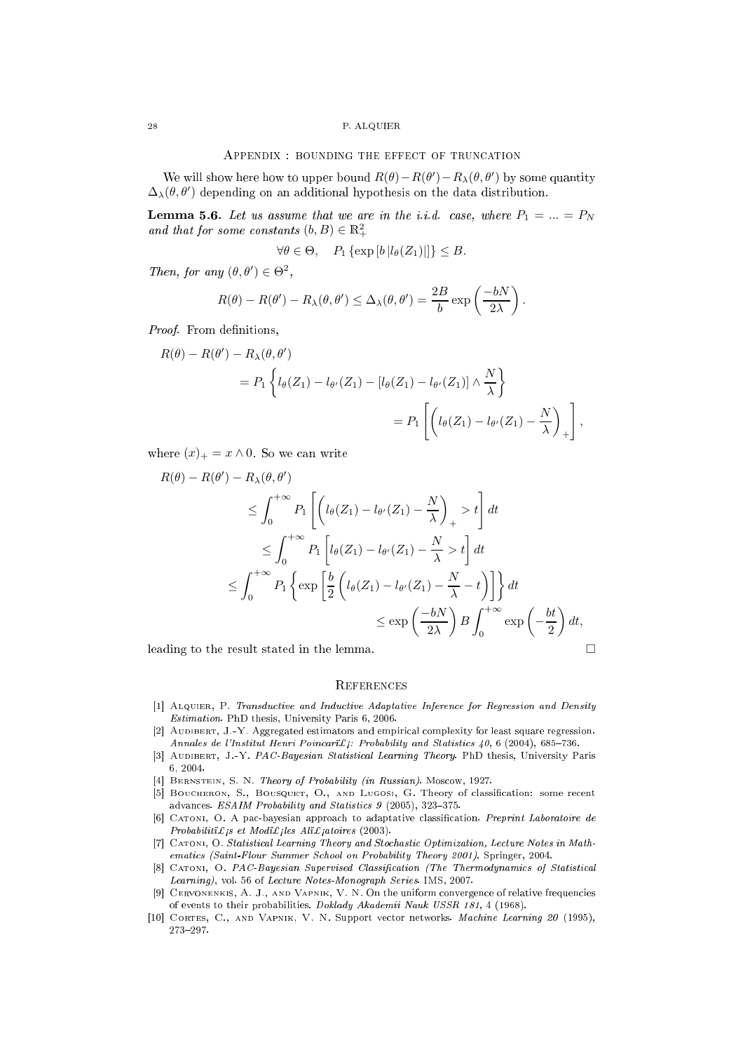## Appendix : bounding the effect of truncation

We will show here how to upper bound $R(\theta) - R(\theta') - R_{\lambda}(\theta, \theta')$ by some quantity $\Delta_{\lambda}(\theta, \theta')$ depending on an additional hypothesis on the data distribution.

**Lemma 5.6.** *Let us assume that we are in the i.i.d. case, where $P_1 = ... = P_N$ and that for some constants $(b, B) \in \mathbb{R}_+^2$*

$$\forall \theta \in \Theta, \quad P_1 \left\{ \exp\left[ b \left| l_{\theta}(Z_1) \right| \right] \right\} \leq B.$$

*Then, for any $(\theta, \theta') \in \Theta^2$,*

$$R(\theta) - R(\theta') - R_{\lambda}(\theta, \theta') \leq \Delta_{\lambda}(\theta, \theta') = \frac{2B}{b} \exp\left( \frac{-bN}{2\lambda} \right).$$

*Proof.* From definitions,

$$\begin{aligned}
R(\theta) &- R(\theta') - R_{\lambda}(\theta, \theta') \\
&= P_1 \left\{ l_{\theta}(Z_1) - l_{\theta'}(Z_1) - \left[ l_{\theta}(Z_1) - l_{\theta'}(Z_1) \right] \wedge \frac{N}{\lambda} \right\} \\
&= P_1 \left[ \left( l_{\theta}(Z_1) - l_{\theta'}(Z_1) - \frac{N}{\lambda} \right)_+ \right],
\end{aligned}$$

where $(x)_+ = x \wedge 0$. So we can write

$$\begin{aligned}
R(\theta) &- R(\theta') - R_{\lambda}(\theta, \theta') \\
&\leq \int_0^{+\infty} P_1 \left[ \left( l_{\theta}(Z_1) - l_{\theta'}(Z_1) - \frac{N}{\lambda} \right)_+ > t \right] dt \\
&\leq \int_0^{+\infty} P_1 \left[ l_{\theta}(Z_1) - l_{\theta'}(Z_1) - \frac{N}{\lambda} > t \right] dt \\
&\leq \int_0^{+\infty} P_1 \left\{ \exp\left[ \frac{b}{2} \left( l_{\theta}(Z_1) - l_{\theta'}(Z_1) - \frac{N}{\lambda} - t \right) \right] \right\} dt \\
&\leq \exp\left( \frac{-bN}{2\lambda} \right) B \int_0^{+\infty} \exp\left( -\frac{bt}{2} \right) dt,
\end{aligned}$$

leading to the result stated in the lemma. □

## References

[1] Alquier, P. *Transductive and Inductive Adaptative Inference for Regression and Density Estimation*. PhD thesis, University Paris 6, 2006.

[2] Audibert, J.-Y. Aggregated estimators and empirical complexity for least square regression. *Annales de l'Institut Henri Poincarï£¡: Probability and Statistics 40*, 6 (2004), 685–736.

[3] Audibert, J.-Y. *PAC-Bayesian Statistical Learning Theory*. PhD thesis, University Paris 6, 2004.

[4] Bernstein, S. N. *Theory of Probability (in Russian)*. Moscow, 1927.

[5] Boucheron, S., Bousquet, O., and Lugosi, G. Theory of classification: some recent advances. *ESAIM Probability and Statistics 9* (2005), 323–375.

[6] Catoni, O. A pac-bayesian approach to adaptative classification. *Preprint Laboratoire de Probabilitï£¡s et Modï£¡les Alï£¡atoires* (2003).

[7] Catoni, O. *Statistical Learning Theory and Stochastic Optimization, Lecture Notes in Mathematics (Saint-Flour Summer School on Probability Theory 2001)*. Springer, 2004.

[8] Catoni, O. *PAC-Bayesian Supervised Classification (The Thermodynamics of Statistical Learning)*, vol. 56 of *Lecture Notes-Monograph Series*. IMS, 2007.

[9] Cervonenkis, A. J., and Vapnik, V. N. On the uniform convergence of relative frequencies of events to their probabilities. *Doklady Akademii Nauk USSR 181*, 4 (1968).

[10] Cortes, C., and Vapnik, V. N. Support vector networks. *Machine Learning 20* (1995), 273–297.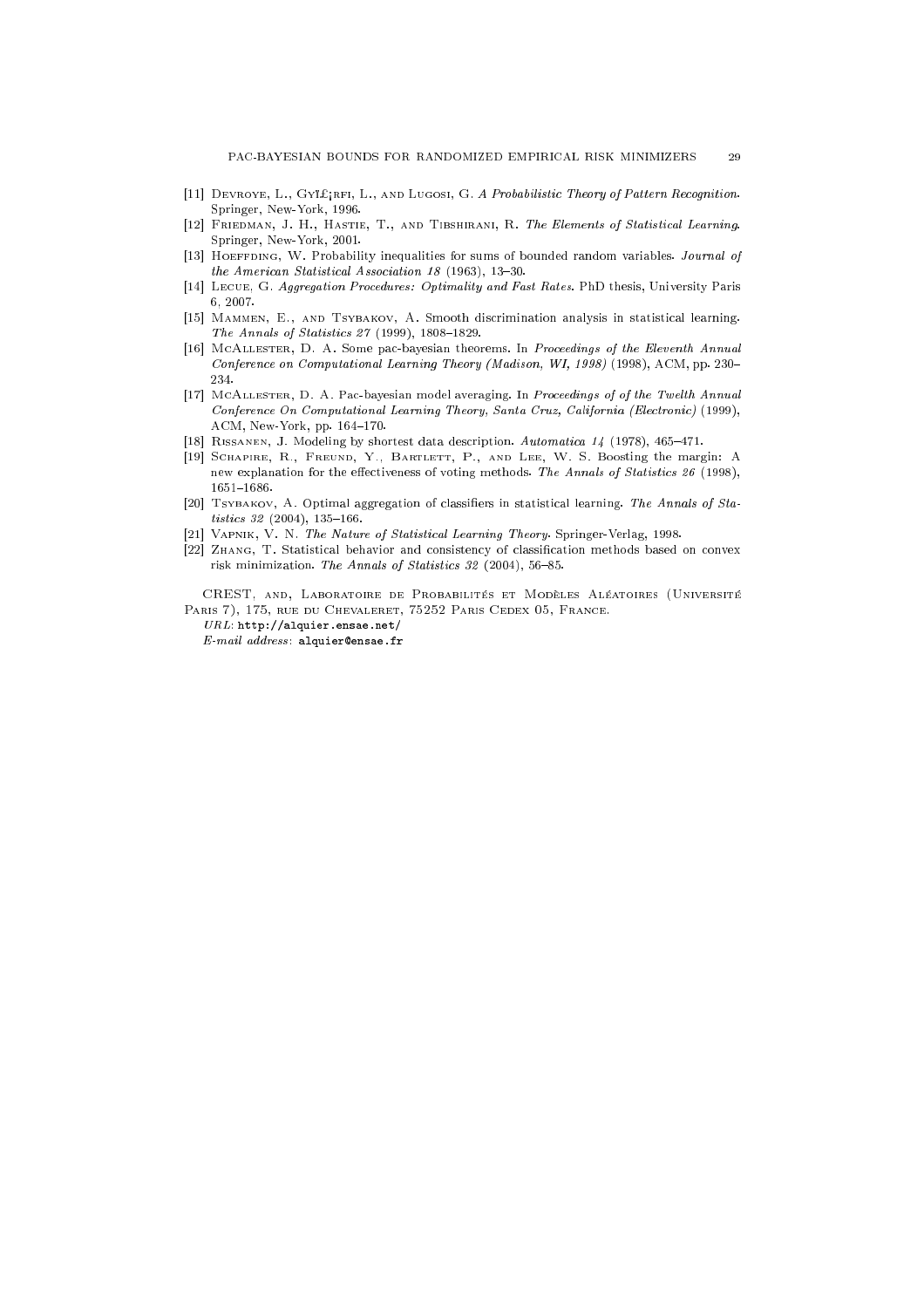[11] Devroye, L., GyÏ£¡rfi, L., and Lugosi, G. *A Probabilistic Theory of Pattern Recognition*. Springer, New-York, 1996.

[12] Friedman, J. H., Hastie, T., and Tibshirani, R. *The Elements of Statistical Learning*. Springer, New-York, 2001.

[13] Hoeffding, W. Probability inequalities for sums of bounded random variables. *Journal of the American Statistical Association 18* (1963), 13–30.

[14] Lecue, G. *Aggregation Procedures: Optimality and Fast Rates*. PhD thesis, University Paris 6, 2007.

[15] Mammen, E., and Tsybakov, A. Smooth discrimination analysis in statistical learning. *The Annals of Statistics 27* (1999), 1808–1829.

[16] McAllester, D. A. Some pac-bayesian theorems. In *Proceedings of the Eleventh Annual Conference on Computational Learning Theory (Madison, WI, 1998)* (1998), ACM, pp. 230–234.

[17] McAllester, D. A. Pac-bayesian model averaging. In *Proceedings of of the Twelth Annual Conference On Computational Learning Theory, Santa Cruz, California (Electronic)* (1999), ACM, New-York, pp. 164–170.

[18] Rissanen, J. Modeling by shortest data description. *Automatica 14* (1978), 465–471.

[19] Schapire, R., Freund, Y., Bartlett, P., and Lee, W. S. Boosting the margin: A new explanation for the effectiveness of voting methods. *The Annals of Statistics 26* (1998), 1651–1686.

[20] Tsybakov, A. Optimal aggregation of classifiers in statistical learning. *The Annals of Statistics 32* (2004), 135–166.

[21] Vapnik, V. N. *The Nature of Statistical Learning Theory*. Springer-Verlag, 1998.

[22] Zhang, T. Statistical behavior and consistency of classification methods based on convex risk minimization. *The Annals of Statistics 32* (2004), 56–85.

CREST, and, Laboratoire de Probabilités et Modèles Aléatoires (Université Paris 7), 175, rue du Chevaleret, 75252 Paris Cedex 05, France.

*URL*: http://alquier.ensae.net/

*E-mail address*: alquier@ensae.fr